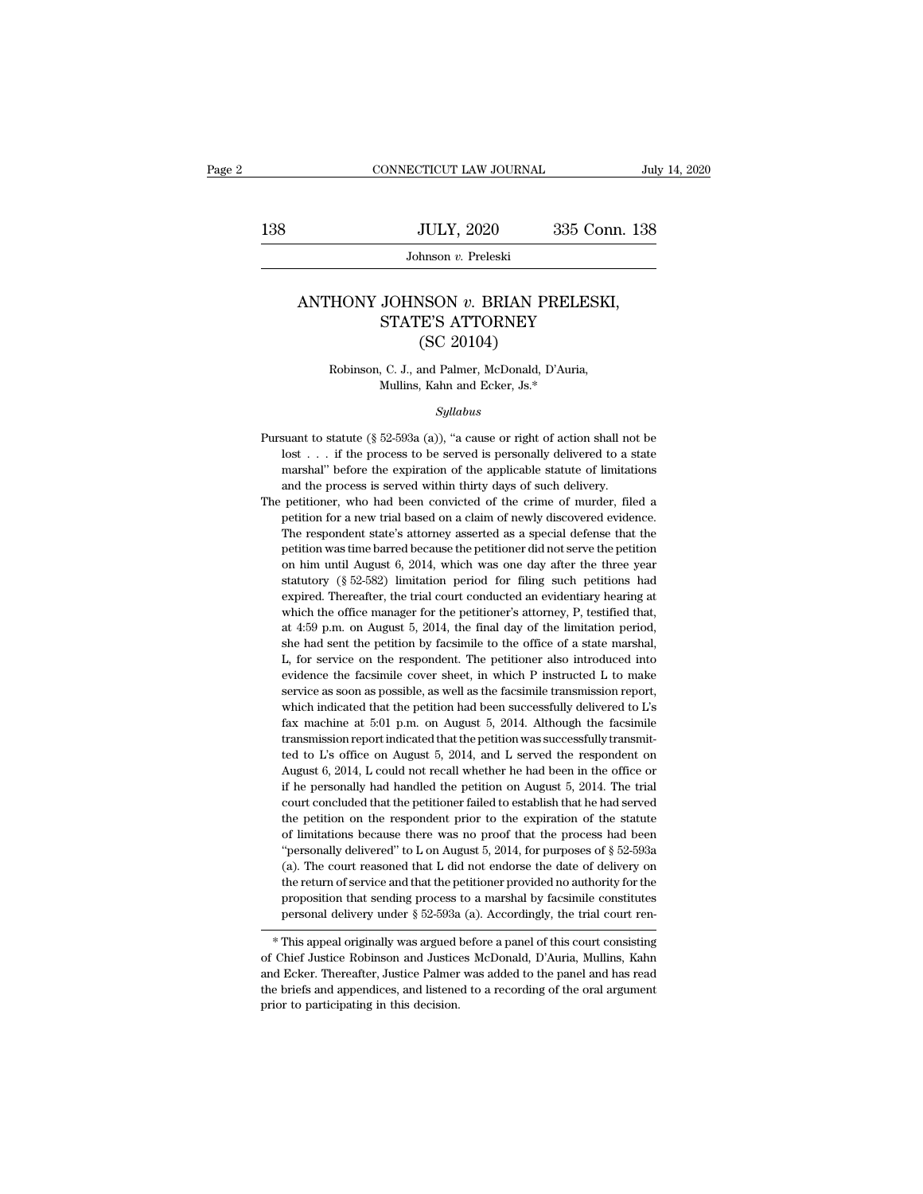# ANTHONY JOHNSON *v.* BRIAN PRELESKI, STATE'S ATTORNEY

## (SC 20104)

Robinson, C. J., and Palmer, McDonald, D'Auria, Mullins, Kahn and Ecker, Js.*

*Syllabus*

Pursuant to statute (§ 52-593a (a)), "a cause or right of action shall not be lost . . . if the process to be served is personally delivered to a state marshal" before the expiration of the applicable statute of limitations and the process is served within thirty days of such delivery.

The petitioner, who had been convicted of the crime of murder, filed a petition for a new trial based on a claim of newly discovered evidence. The respondent state's attorney asserted as a special defense that the petition was time barred because the petitioner did not serve the petition on him until August 6, 2014, which was one day after the three year statutory (§ 52-582) limitation period for filing such petitions had expired. Thereafter, the trial court conducted an evidentiary hearing at which the office manager for the petitioner's attorney, P, testified that, at 4:59 p.m. on August 5, 2014, the final day of the limitation period, she had sent the petition by facsimile to the office of a state marshal, L, for service on the respondent. The petitioner also introduced into evidence the facsimile cover sheet, in which P instructed L to make service as soon as possible, as well as the facsimile transmission report, which indicated that the petition had been successfully delivered to L's fax machine at 5:01 p.m. on August 5, 2014. Although the facsimile transmission report indicated that the petition was successfully transmitted to L's office on August 5, 2014, and L served the respondent on August 6, 2014, L could not recall whether he had been in the office or if he personally had handled the petition on August 5, 2014. The trial court concluded that the petitioner failed to establish that he had served the petition on the respondent prior to the expiration of the statute of limitations because there was no proof that the process had been "personally delivered" to L on August 5, 2014, for purposes of § 52-593a (a). The court reasoned that L did not endorse the date of delivery on the return of service and that the petitioner provided no authority for the proposition that sending process to a marshal by facsimile constitutes personal delivery under § 52-593a (a). Accordingly, the trial court ren-

---

* This appeal originally was argued before a panel of this court consisting of Chief Justice Robinson and Justices McDonald, D'Auria, Mullins, Kahn and Ecker. Thereafter, Justice Palmer was added to the panel and has read the briefs and appendices, and listened to a recording of the oral argument prior to participating in this decision.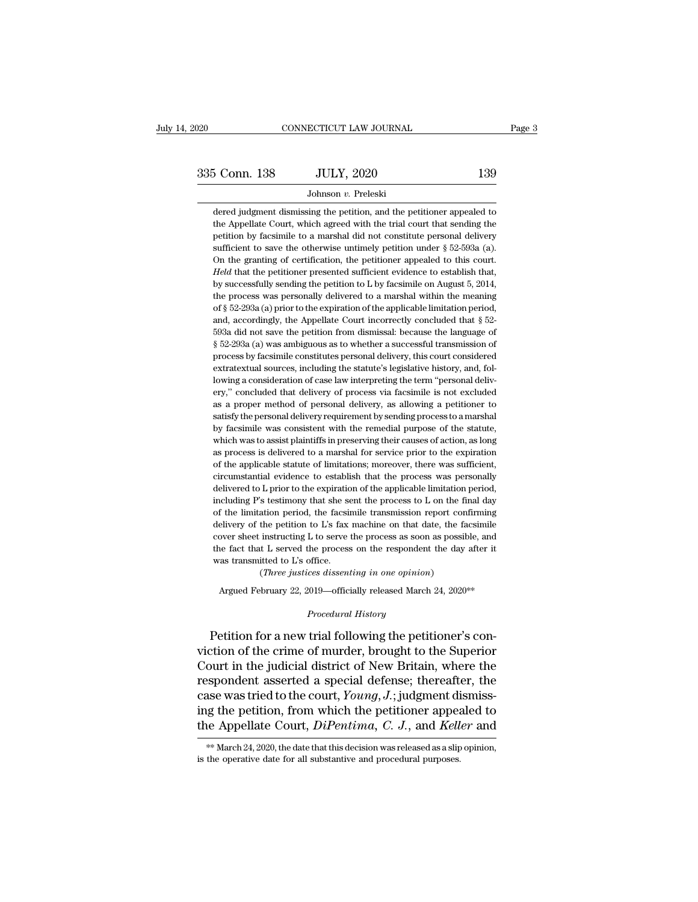dered judgment dismissing the petition, and the petitioner appealed to the Appellate Court, which agreed with the trial court that sending the petition by facsimile to a marshal did not constitute personal delivery sufficient to save the otherwise untimely petition under § 52-593a (a). On the granting of certification, the petitioner appealed to this court. *Held* that the petitioner presented sufficient evidence to establish that, by successfully sending the petition to L by facsimile on August 5, 2014, the process was personally delivered to a marshal within the meaning of § 52-293a (a) prior to the expiration of the applicable limitation period, and, accordingly, the Appellate Court incorrectly concluded that § 52-593a did not save the petition from dismissal: because the language of § 52-293a (a) was ambiguous as to whether a successful transmission of process by facsimile constitutes personal delivery, this court considered extratextual sources, including the statute's legislative history, and, following a consideration of case law interpreting the term "personal delivery," concluded that delivery of process via facsimile is not excluded as a proper method of personal delivery, as allowing a petitioner to satisfy the personal delivery requirement by sending process to a marshal by facsimile was consistent with the remedial purpose of the statute, which was to assist plaintiffs in preserving their causes of action, as long as process is delivered to a marshal for service prior to the expiration of the applicable statute of limitations; moreover, there was sufficient, circumstantial evidence to establish that the process was personally delivered to L prior to the expiration of the applicable limitation period, including P's testimony that she sent the process to L on the final day of the limitation period, the facsimile transmission report confirming delivery of the petition to L's fax machine on that date, the facsimile cover sheet instructing L to serve the process as soon as possible, and the fact that L served the process on the respondent the day after it was transmitted to L's office.

(*Three justices dissenting in one opinion*)

Argued February 22, 2019—officially released March 24, 2020**

*Procedural History*

Petition for a new trial following the petitioner's conviction of the crime of murder, brought to the Superior Court in the judicial district of New Britain, where the respondent asserted a special defense; thereafter, the case was tried to the court, *Young, J.*; judgment dismissing the petition, from which the petitioner appealed to the Appellate Court, *DiPentima, C. J.*, and *Keller* and

** March 24, 2020, the date that this decision was released as a slip opinion, is the operative date for all substantive and procedural purposes.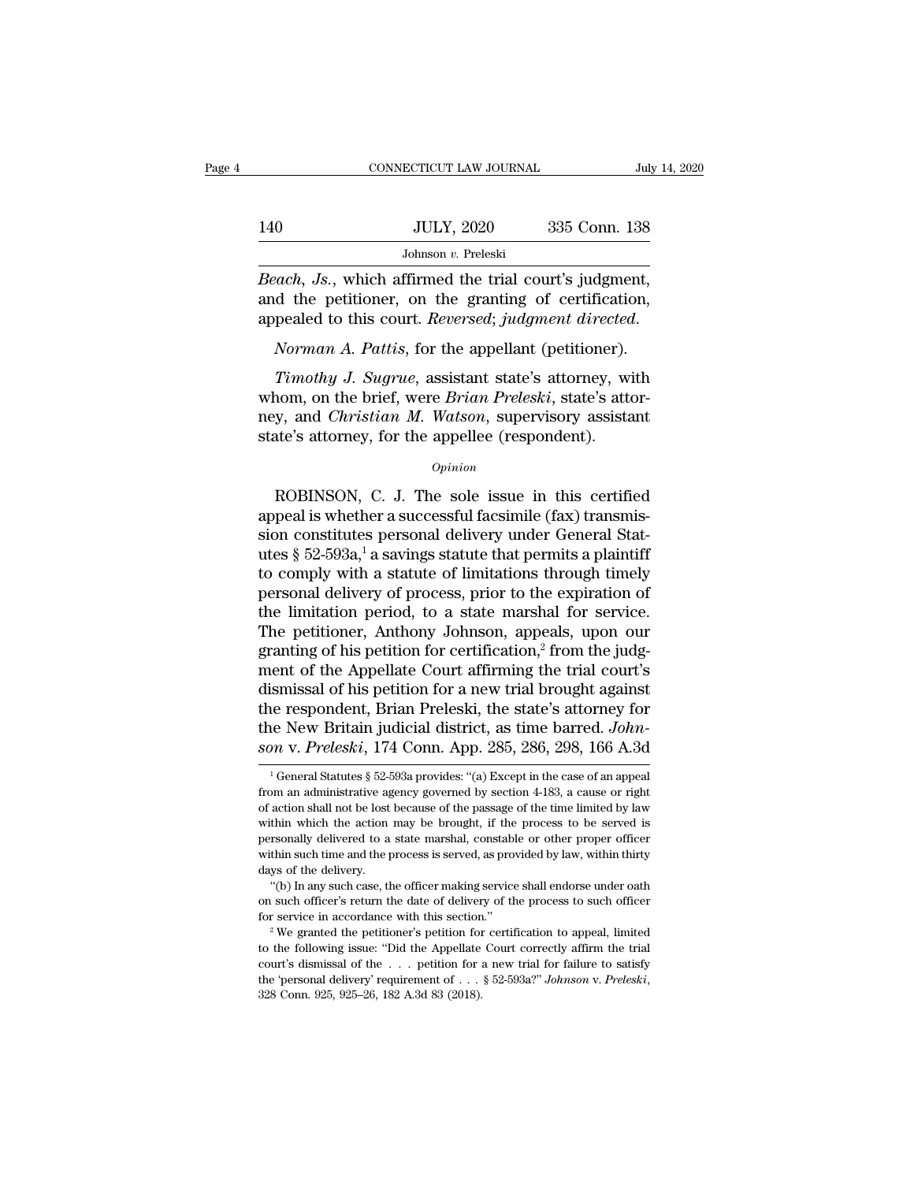*Beach, Js.*, which affirmed the trial court's judgment, and the petitioner, on the granting of certification, appealed to this court. *Reversed*; *judgment directed*.

*Norman A. Pattis*, for the appellant (petitioner).

*Timothy J. Sugrue*, assistant state's attorney, with whom, on the brief, were *Brian Preleski*, state's attorney, and *Christian M. Watson*, supervisory assistant state's attorney, for the appellee (respondent).

*Opinion*

ROBINSON, C. J. The sole issue in this certified appeal is whether a successful facsimile (fax) transmission constitutes personal delivery under General Statutes § 52-593a,[1] a savings statute that permits a plaintiff to comply with a statute of limitations through timely personal delivery of process, prior to the expiration of the limitation period, to a state marshal for service. The petitioner, Anthony Johnson, appeals, upon our granting of his petition for certification,[2] from the judgment of the Appellate Court affirming the trial court's dismissal of his petition for a new trial brought against the respondent, Brian Preleski, the state's attorney for the New Britain judicial district, as time barred. *Johnson* v. *Preleski*, 174 Conn. App. 285, 286, 298, 166 A.3d

[1] General Statutes § 52-593a provides: "(a) Except in the case of an appeal from an administrative agency governed by section 4-183, a cause or right of action shall not be lost because of the passage of the time limited by law within which the action may be brought, if the process to be served is personally delivered to a state marshal, constable or other proper officer within such time and the process is served, as provided by law, within thirty days of the delivery.

"(b) In any such case, the officer making service shall endorse under oath on such officer's return the date of delivery of the process to such officer for service in accordance with this section."

[2] We granted the petitioner's petition for certification to appeal, limited to the following issue: "Did the Appellate Court correctly affirm the trial court's dismissal of the . . . petition for a new trial for failure to satisfy the 'personal delivery' requirement of . . . § 52-593a?" *Johnson* v. *Preleski*, 328 Conn. 925, 925–26, 182 A.3d 83 (2018).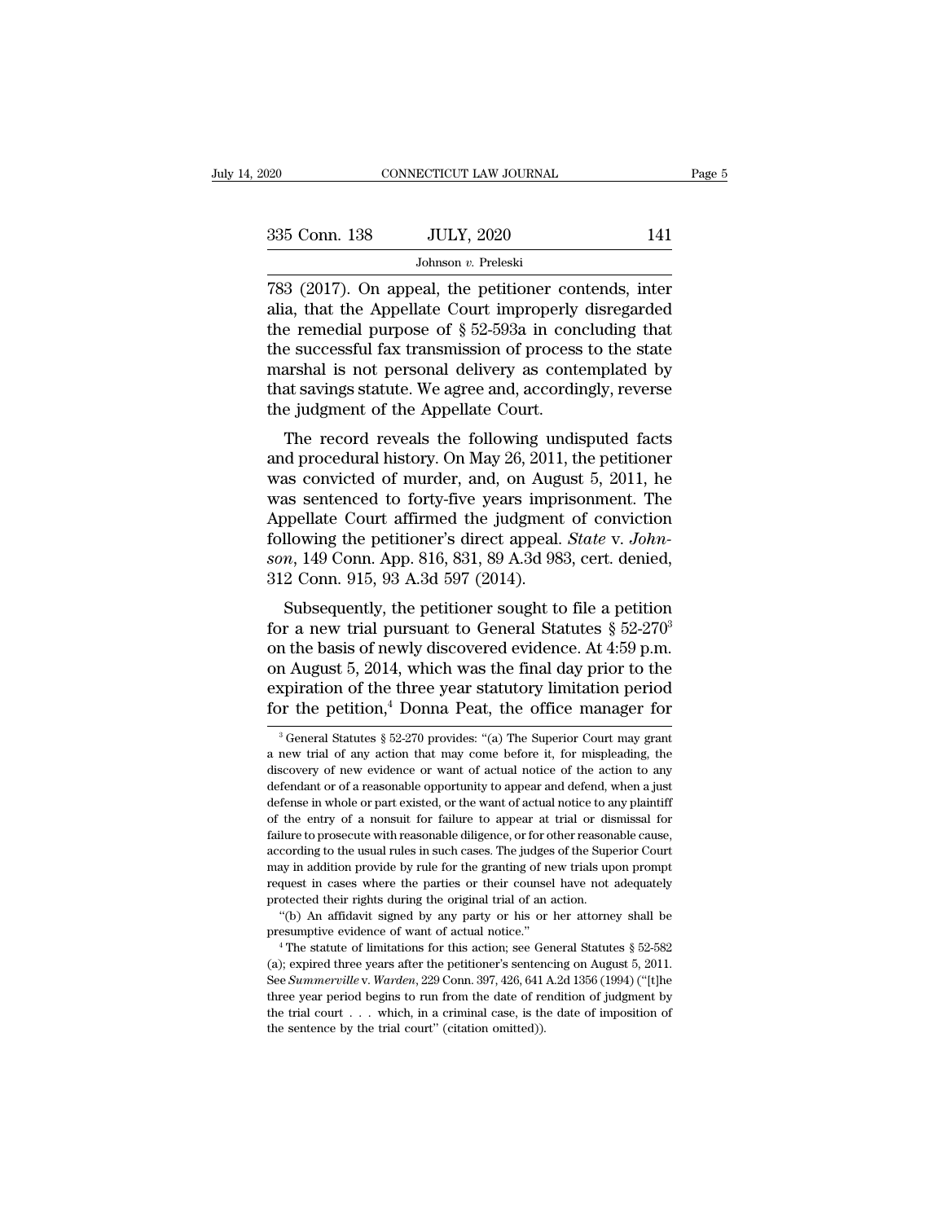783 (2017). On appeal, the petitioner contends, inter alia, that the Appellate Court improperly disregarded the remedial purpose of § 52-593a in concluding that the successful fax transmission of process to the state marshal is not personal delivery as contemplated by that savings statute. We agree and, accordingly, reverse the judgment of the Appellate Court.

The record reveals the following undisputed facts and procedural history. On May 26, 2011, the petitioner was convicted of murder, and, on August 5, 2011, he was sentenced to forty-five years imprisonment. The Appellate Court affirmed the judgment of conviction following the petitioner's direct appeal. *State* v. *Johnson*, 149 Conn. App. 816, 831, 89 A.3d 983, cert. denied, 312 Conn. 915, 93 A.3d 597 (2014).

Subsequently, the petitioner sought to file a petition for a new trial pursuant to General Statutes § 52-270[3] on the basis of newly discovered evidence. At 4:59 p.m. on August 5, 2014, which was the final day prior to the expiration of the three year statutory limitation period for the petition,[4] Donna Peat, the office manager for

---

[3] General Statutes § 52-270 provides: "(a) The Superior Court may grant a new trial of any action that may come before it, for mispleading, the discovery of new evidence or want of actual notice of the action to any defendant or of a reasonable opportunity to appear and defend, when a just defense in whole or part existed, or the want of actual notice to any plaintiff of the entry of a nonsuit for failure to appear at trial or dismissal for failure to prosecute with reasonable diligence, or for other reasonable cause, according to the usual rules in such cases. The judges of the Superior Court may in addition provide by rule for the granting of new trials upon prompt request in cases where the parties or their counsel have not adequately protected their rights during the original trial of an action.

"(b) An affidavit signed by any party or his or her attorney shall be presumptive evidence of want of actual notice."

[4] The statute of limitations for this action; see General Statutes § 52-582 (a); expired three years after the petitioner's sentencing on August 5, 2011. See *Summerville* v. *Warden*, 229 Conn. 397, 426, 641 A.2d 1356 (1994) ("[t]he three year period begins to run from the date of rendition of judgment by the trial court . . . which, in a criminal case, is the date of imposition of the sentence by the trial court" (citation omitted)).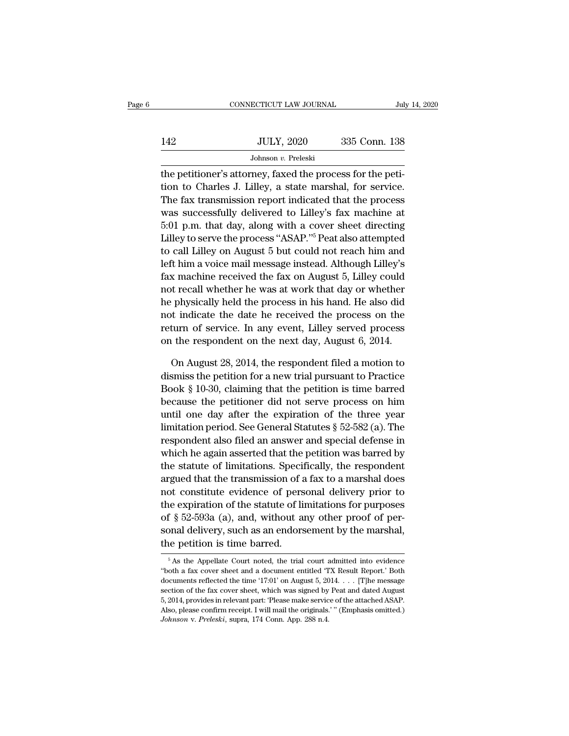the petitioner's attorney, faxed the process for the petition to Charles J. Lilley, a state marshal, for service. The fax transmission report indicated that the process was successfully delivered to Lilley's fax machine at 5:01 p.m. that day, along with a cover sheet directing Lilley to serve the process "ASAP."[5] Peat also attempted to call Lilley on August 5 but could not reach him and left him a voice mail message instead. Although Lilley's fax machine received the fax on August 5, Lilley could not recall whether he was at work that day or whether he physically held the process in his hand. He also did not indicate the date he received the process on the return of service. In any event, Lilley served process on the respondent on the next day, August 6, 2014.

On August 28, 2014, the respondent filed a motion to dismiss the petition for a new trial pursuant to Practice Book § 10-30, claiming that the petition is time barred because the petitioner did not serve process on him until one day after the expiration of the three year limitation period. See General Statutes § 52-582 (a). The respondent also filed an answer and special defense in which he again asserted that the petition was barred by the statute of limitations. Specifically, the respondent argued that the transmission of a fax to a marshal does not constitute evidence of personal delivery prior to the expiration of the statute of limitations for purposes of § 52-593a (a), and, without any other proof of personal delivery, such as an endorsement by the marshal, the petition is time barred.

[5] As the Appellate Court noted, the trial court admitted into evidence "both a fax cover sheet and a document entitled 'TX Result Report.' Both documents reflected the time '17:01' on August 5, 2014. . . . [T]he message section of the fax cover sheet, which was signed by Peat and dated August 5, 2014, provides in relevant part: 'Please make service of the attached ASAP. Also, please confirm receipt. I will mail the originals.' " (Emphasis omitted.) *Johnson* v. *Preleski*, supra, 174 Conn. App. 288 n.4.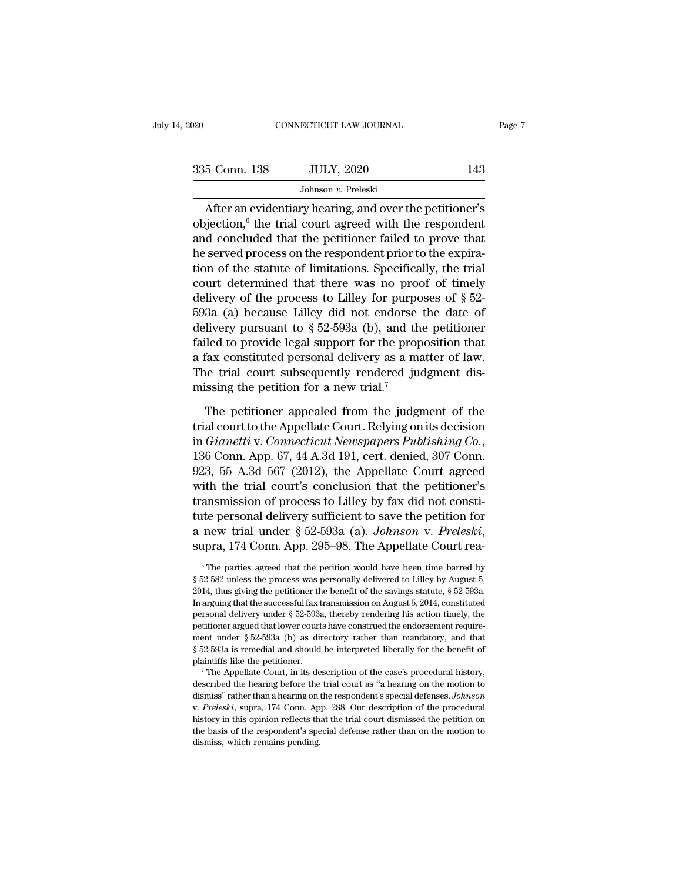After an evidentiary hearing, and over the petitioner's objection,[6] the trial court agreed with the respondent and concluded that the petitioner failed to prove that he served process on the respondent prior to the expiration of the statute of limitations. Specifically, the trial court determined that there was no proof of timely delivery of the process to Lilley for purposes of § 52-593a (a) because Lilley did not endorse the date of delivery pursuant to § 52-593a (b), and the petitioner failed to provide legal support for the proposition that a fax constituted personal delivery as a matter of law. The trial court subsequently rendered judgment dismissing the petition for a new trial.[7]

The petitioner appealed from the judgment of the trial court to the Appellate Court. Relying on its decision in *Gianetti* v. *Connecticut Newspapers Publishing Co.*, 136 Conn. App. 67, 44 A.3d 191, cert. denied, 307 Conn. 923, 55 A.3d 567 (2012), the Appellate Court agreed with the trial court's conclusion that the petitioner's transmission of process to Lilley by fax did not constitute personal delivery sufficient to save the petition for a new trial under § 52-593a (a). *Johnson* v. *Preleski*, supra, 174 Conn. App. 295–98. The Appellate Court rea-

[6] The parties agreed that the petition would have been time barred by § 52-582 unless the process was personally delivered to Lilley by August 5, 2014, thus giving the petitioner the benefit of the savings statute, § 52-593a. In arguing that the successful fax transmission on August 5, 2014, constituted personal delivery under § 52-593a, thereby rendering his action timely, the petitioner argued that lower courts have construed the endorsement requirement under § 52-593a (b) as directory rather than mandatory, and that § 52-593a is remedial and should be interpreted liberally for the benefit of plaintiffs like the petitioner.

[7] The Appellate Court, in its description of the case's procedural history, described the hearing before the trial court as "a hearing on the motion to dismiss" rather than a hearing on the respondent's special defenses. *Johnson* v. *Preleski*, supra, 174 Conn. App. 288. Our description of the procedural history in this opinion reflects that the trial court dismissed the petition on the basis of the respondent's special defense rather than on the motion to dismiss, which remains pending.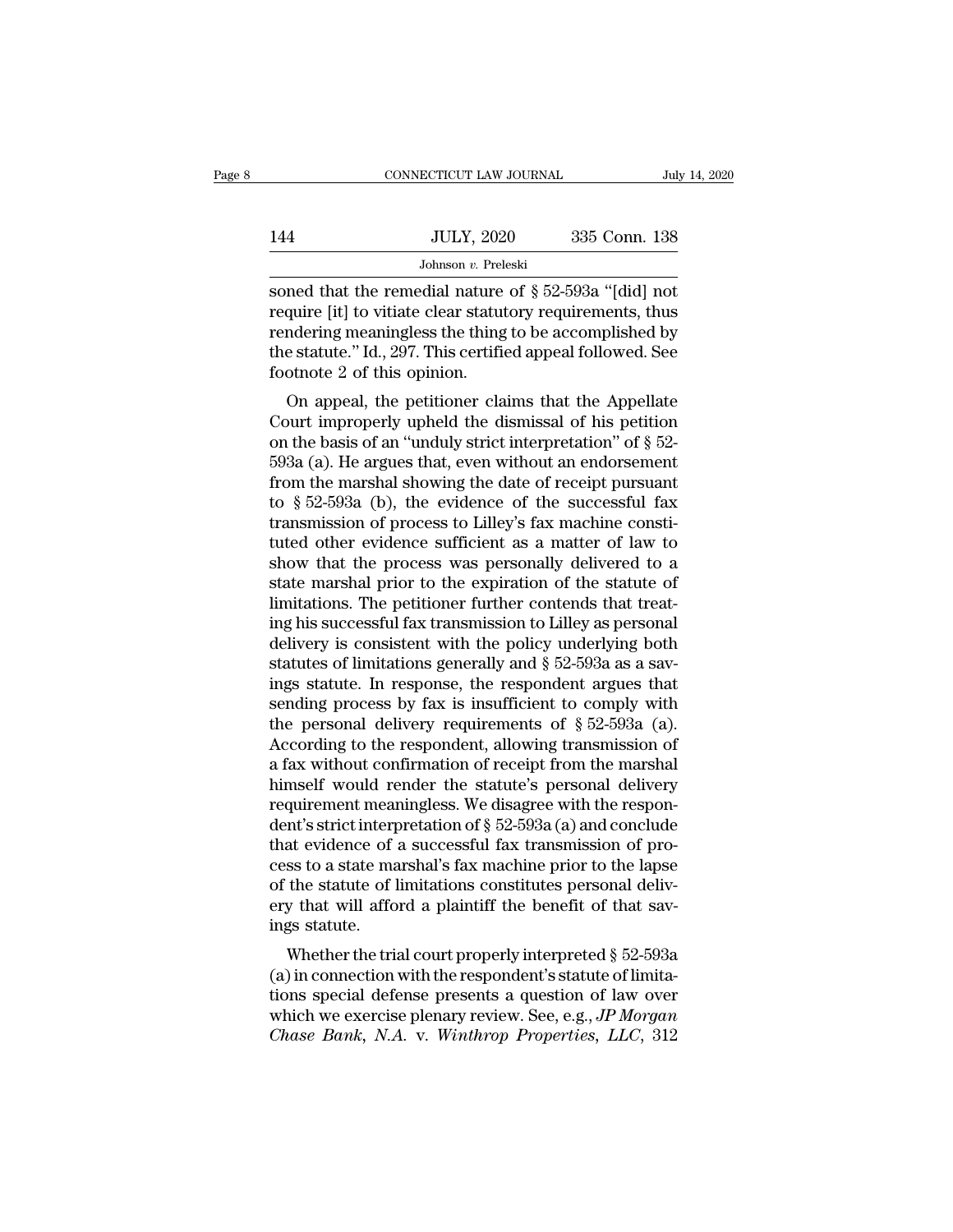soned that the remedial nature of § 52-593a "[did] not require [it] to vitiate clear statutory requirements, thus rendering meaningless the thing to be accomplished by the statute." Id., 297. This certified appeal followed. See footnote 2 of this opinion.

On appeal, the petitioner claims that the Appellate Court improperly upheld the dismissal of his petition on the basis of an "unduly strict interpretation" of § 52-593a (a). He argues that, even without an endorsement from the marshal showing the date of receipt pursuant to § 52-593a (b), the evidence of the successful fax transmission of process to Lilley's fax machine constituted other evidence sufficient as a matter of law to show that the process was personally delivered to a state marshal prior to the expiration of the statute of limitations. The petitioner further contends that treating his successful fax transmission to Lilley as personal delivery is consistent with the policy underlying both statutes of limitations generally and § 52-593a as a savings statute. In response, the respondent argues that sending process by fax is insufficient to comply with the personal delivery requirements of § 52-593a (a). According to the respondent, allowing transmission of a fax without confirmation of receipt from the marshal himself would render the statute's personal delivery requirement meaningless. We disagree with the respondent's strict interpretation of § 52-593a (a) and conclude that evidence of a successful fax transmission of process to a state marshal's fax machine prior to the lapse of the statute of limitations constitutes personal delivery that will afford a plaintiff the benefit of that savings statute.

Whether the trial court properly interpreted § 52-593a (a) in connection with the respondent's statute of limitations special defense presents a question of law over which we exercise plenary review. See, e.g., *JP Morgan Chase Bank, N.A.* v. *Winthrop Properties, LLC*, 312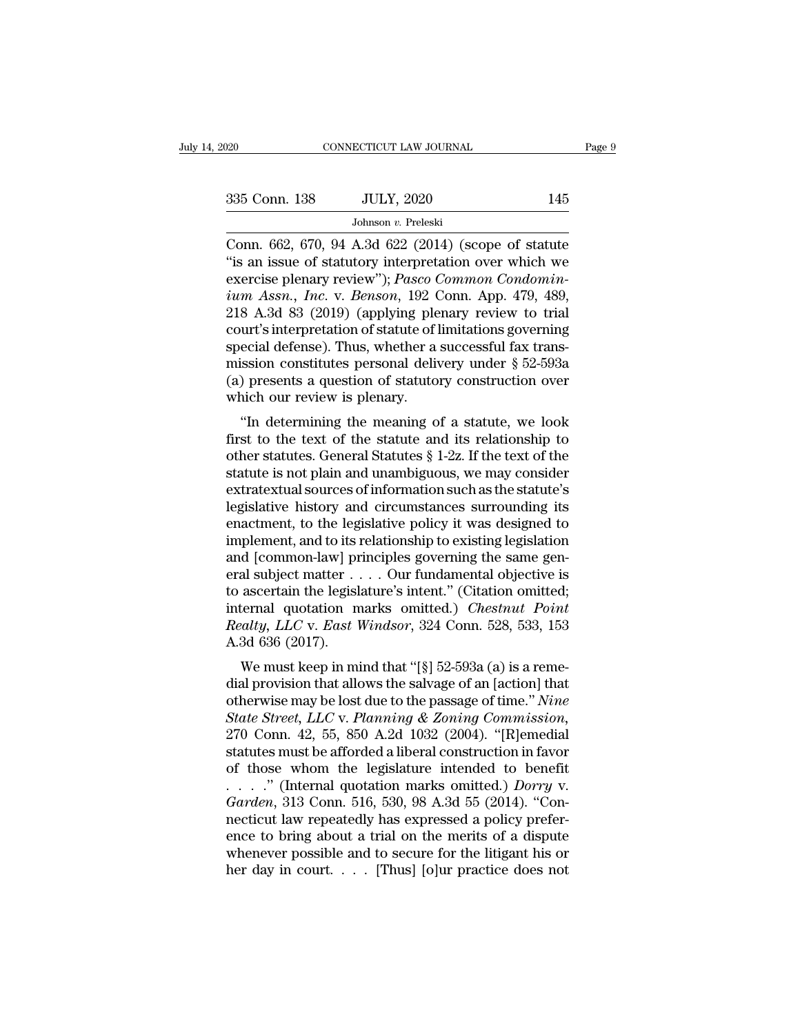Conn. 662, 670, 94 A.3d 622 (2014) (scope of statute "is an issue of statutory interpretation over which we exercise plenary review"); *Pasco Common Condominium Assn., Inc.* v. *Benson*, 192 Conn. App. 479, 489, 218 A.3d 83 (2019) (applying plenary review to trial court's interpretation of statute of limitations governing special defense). Thus, whether a successful fax transmission constitutes personal delivery under § 52-593a (a) presents a question of statutory construction over which our review is plenary.

"In determining the meaning of a statute, we look first to the text of the statute and its relationship to other statutes. General Statutes § 1-2z. If the text of the statute is not plain and unambiguous, we may consider extratextual sources of information such as the statute's legislative history and circumstances surrounding its enactment, to the legislative policy it was designed to implement, and to its relationship to existing legislation and [common-law] principles governing the same general subject matter . . . . Our fundamental objective is to ascertain the legislature's intent." (Citation omitted; internal quotation marks omitted.) *Chestnut Point Realty, LLC* v. *East Windsor*, 324 Conn. 528, 533, 153 A.3d 636 (2017).

We must keep in mind that "[§] 52-593a (a) is a remedial provision that allows the salvage of an [action] that otherwise may be lost due to the passage of time." *Nine State Street, LLC* v. *Planning & Zoning Commission*, 270 Conn. 42, 55, 850 A.2d 1032 (2004). "[R]emedial statutes must be afforded a liberal construction in favor of those whom the legislature intended to benefit . . . ." (Internal quotation marks omitted.) *Dorry* v. *Garden*, 313 Conn. 516, 530, 98 A.3d 55 (2014). "Connecticut law repeatedly has expressed a policy preference to bring about a trial on the merits of a dispute whenever possible and to secure for the litigant his or her day in court. . . . [Thus] [o]ur practice does not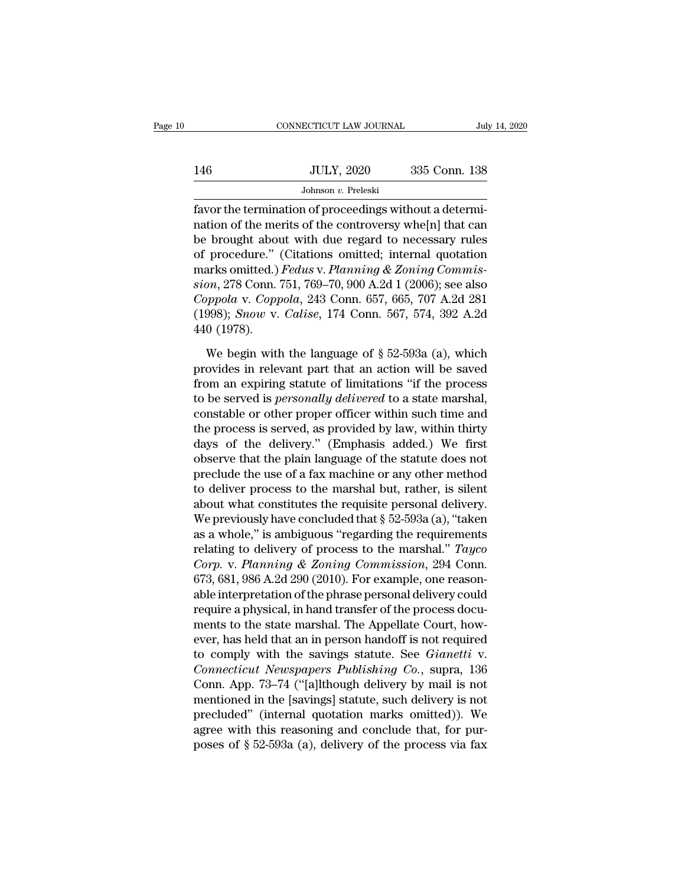favor the termination of proceedings without a determination of the merits of the controversy whe[n] that can be brought about with due regard to necessary rules of procedure." (Citations omitted; internal quotation marks omitted.) *Fedus* v. *Planning & Zoning Commission*, 278 Conn. 751, 769–70, 900 A.2d 1 (2006); see also *Coppola* v. *Coppola*, 243 Conn. 657, 665, 707 A.2d 281 (1998); *Snow* v. *Calise*, 174 Conn. 567, 574, 392 A.2d 440 (1978).

We begin with the language of § 52-593a (a), which provides in relevant part that an action will be saved from an expiring statute of limitations "if the process to be served is *personally delivered* to a state marshal, constable or other proper officer within such time and the process is served, as provided by law, within thirty days of the delivery." (Emphasis added.) We first observe that the plain language of the statute does not preclude the use of a fax machine or any other method to deliver process to the marshal but, rather, is silent about what constitutes the requisite personal delivery. We previously have concluded that § 52-593a (a), "taken as a whole," is ambiguous "regarding the requirements relating to delivery of process to the marshal." *Tayco Corp.* v. *Planning & Zoning Commission*, 294 Conn. 673, 681, 986 A.2d 290 (2010). For example, one reasonable interpretation of the phrase personal delivery could require a physical, in hand transfer of the process documents to the state marshal. The Appellate Court, however, has held that an in person handoff is not required to comply with the savings statute. See *Gianetti* v. *Connecticut Newspapers Publishing Co.*, supra, 136 Conn. App. 73–74 ("[a]lthough delivery by mail is not mentioned in the [savings] statute, such delivery is not precluded" (internal quotation marks omitted)). We agree with this reasoning and conclude that, for purposes of § 52-593a (a), delivery of the process via fax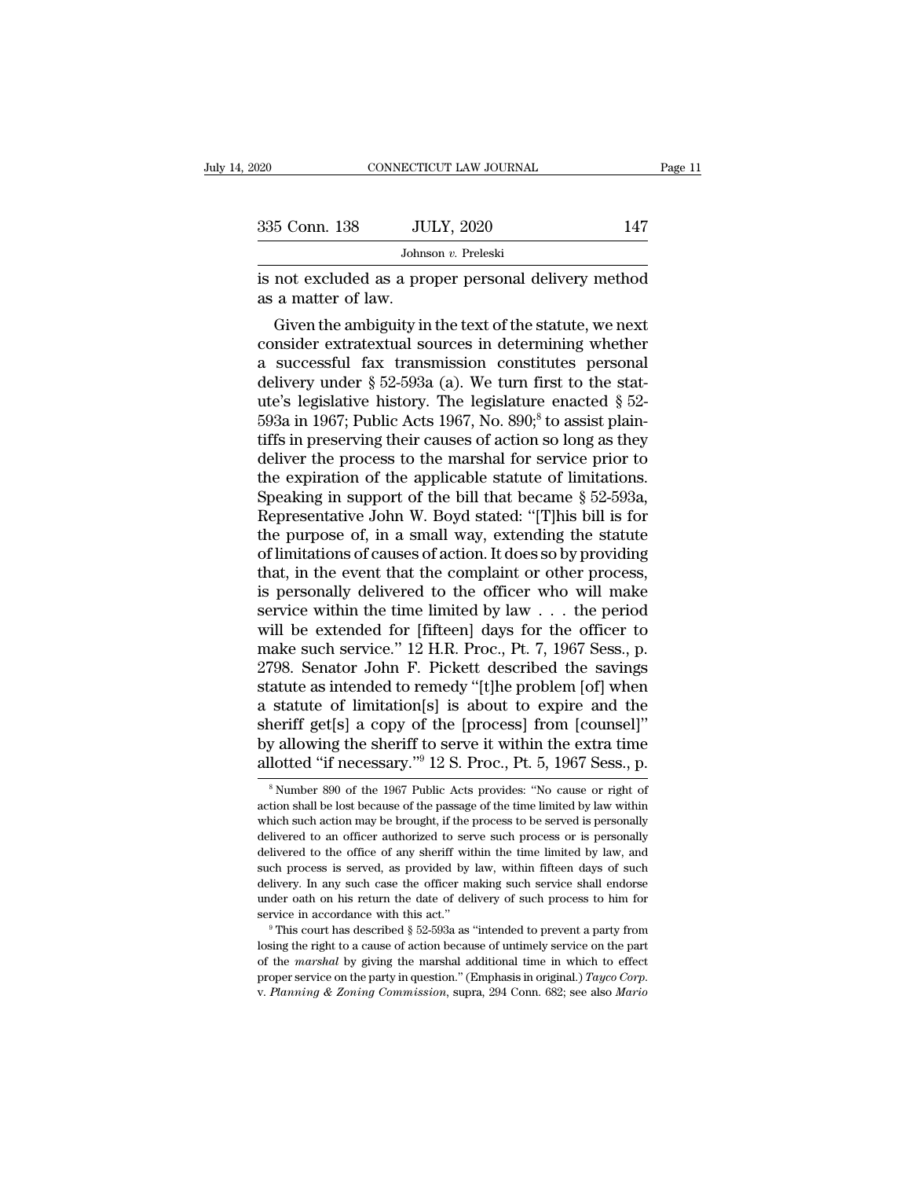is not excluded as a proper personal delivery method as a matter of law.

Given the ambiguity in the text of the statute, we next consider extratextual sources in determining whether a successful fax transmission constitutes personal delivery under § 52-593a (a). We turn first to the statute's legislative history. The legislature enacted § 52-593a in 1967; Public Acts 1967, No. 890;[8] to assist plaintiffs in preserving their causes of action so long as they deliver the process to the marshal for service prior to the expiration of the applicable statute of limitations. Speaking in support of the bill that became § 52-593a, Representative John W. Boyd stated: "[T]his bill is for the purpose of, in a small way, extending the statute of limitations of causes of action. It does so by providing that, in the event that the complaint or other process, is personally delivered to the officer who will make service within the time limited by law . . . the period will be extended for [fifteen] days for the officer to make such service." 12 H.R. Proc., Pt. 7, 1967 Sess., p. 2798. Senator John F. Pickett described the savings statute as intended to remedy "[t]he problem [of] when a statute of limitation[s] is about to expire and the sheriff get[s] a copy of the [process] from [counsel]" by allowing the sheriff to serve it within the extra time allotted "if necessary."[9] 12 S. Proc., Pt. 5, 1967 Sess., p.

---

[8] Number 890 of the 1967 Public Acts provides: "No cause or right of action shall be lost because of the passage of the time limited by law within which such action may be brought, if the process to be served is personally delivered to an officer authorized to serve such process or is personally delivered to the office of any sheriff within the time limited by law, and such process is served, as provided by law, within fifteen days of such delivery. In any such case the officer making such service shall endorse under oath on his return the date of delivery of such process to him for service in accordance with this act."

[9] This court has described § 52-593a as "intended to prevent a party from losing the right to a cause of action because of untimely service on the part of the *marshal* by giving the marshal additional time in which to effect proper service on the party in question." (Emphasis in original.) *Tayco Corp.* v. *Planning & Zoning Commission*, supra, 294 Conn. 682; see also *Mario*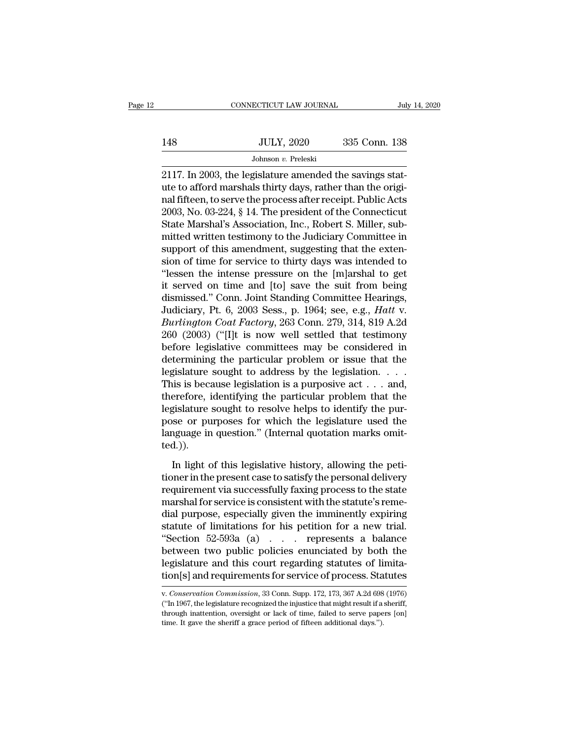2117. In 2003, the legislature amended the savings statute to afford marshals thirty days, rather than the original fifteen, to serve the process after receipt. Public Acts 2003, No. 03-224, § 14. The president of the Connecticut State Marshal's Association, Inc., Robert S. Miller, submitted written testimony to the Judiciary Committee in support of this amendment, suggesting that the extension of time for service to thirty days was intended to "lessen the intense pressure on the [m]arshal to get it served on time and [to] save the suit from being dismissed." Conn. Joint Standing Committee Hearings, Judiciary, Pt. 6, 2003 Sess., p. 1964; see, e.g., *Hatt* v. *Burlington Coat Factory*, 263 Conn. 279, 314, 819 A.2d 260 (2003) ("[I]t is now well settled that testimony before legislative committees may be considered in determining the particular problem or issue that the legislature sought to address by the legislation. . . . This is because legislation is a purposive act . . . and, therefore, identifying the particular problem that the legislature sought to resolve helps to identify the purpose or purposes for which the legislature used the language in question." (Internal quotation marks omitted.)).

In light of this legislative history, allowing the petitioner in the present case to satisfy the personal delivery requirement via successfully faxing process to the state marshal for service is consistent with the statute's remedial purpose, especially given the imminently expiring statute of limitations for his petition for a new trial. "Section 52-593a (a) . . . represents a balance between two public policies enunciated by both the legislature and this court regarding statutes of limitation[s] and requirements for service of process. Statutes

v. *Conservation Commission*, 33 Conn. Supp. 172, 173, 367 A.2d 698 (1976) ("In 1967, the legislature recognized the injustice that might result if a sheriff, through inattention, oversight or lack of time, failed to serve papers [on] time. It gave the sheriff a grace period of fifteen additional days.").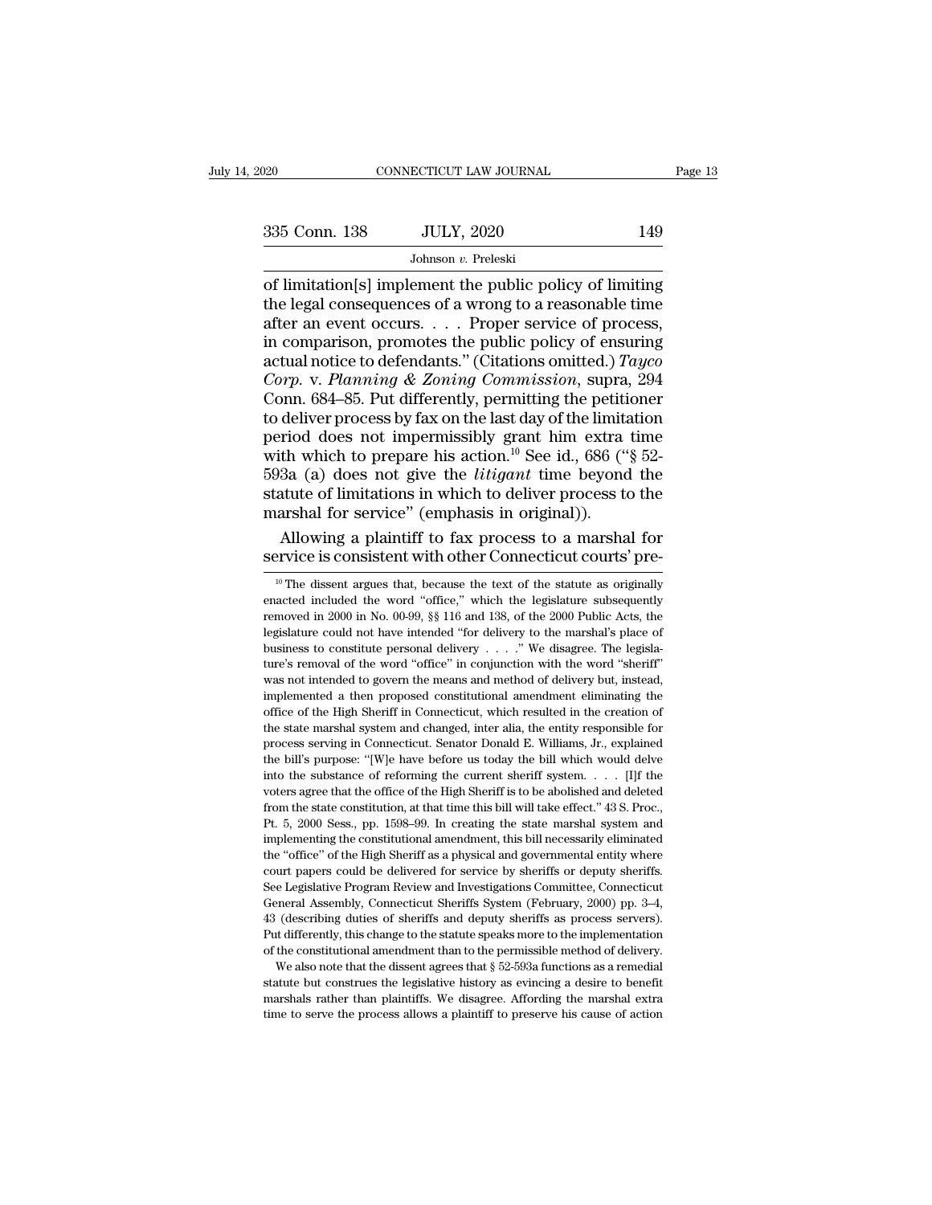of limitation[s] implement the public policy of limiting the legal consequences of a wrong to a reasonable time after an event occurs. . . . Proper service of process, in comparison, promotes the public policy of ensuring actual notice to defendants." (Citations omitted.) *Tayco Corp.* v. *Planning & Zoning Commission*, supra, 294 Conn. 684–85. Put differently, permitting the petitioner to deliver process by fax on the last day of the limitation period does not impermissibly grant him extra time with which to prepare his action.[10] See id., 686 ("§ 52-593a (a) does not give the *litigant* time beyond the statute of limitations in which to deliver process to the marshal for service" (emphasis in original)).

Allowing a plaintiff to fax process to a marshal for service is consistent with other Connecticut courts' pre-

[10] The dissent argues that, because the text of the statute as originally enacted included the word "office," which the legislature subsequently removed in 2000 in No. 00-99, §§ 116 and 138, of the 2000 Public Acts, the legislature could not have intended "for delivery to the marshal's place of business to constitute personal delivery . . . ." We disagree. The legislature's removal of the word "office" in conjunction with the word "sheriff" was not intended to govern the means and method of delivery but, instead, implemented a then proposed constitutional amendment eliminating the office of the High Sheriff in Connecticut, which resulted in the creation of the state marshal system and changed, inter alia, the entity responsible for process serving in Connecticut. Senator Donald E. Williams, Jr., explained the bill's purpose: "[W]e have before us today the bill which would delve into the substance of reforming the current sheriff system. . . . [I]f the voters agree that the office of the High Sheriff is to be abolished and deleted from the state constitution, at that time this bill will take effect." 43 S. Proc., Pt. 5, 2000 Sess., pp. 1598–99. In creating the state marshal system and implementing the constitutional amendment, this bill necessarily eliminated the "office" of the High Sheriff as a physical and governmental entity where court papers could be delivered for service by sheriffs or deputy sheriffs. See Legislative Program Review and Investigations Committee, Connecticut General Assembly, Connecticut Sheriffs System (February, 2000) pp. 3–4, 43 (describing duties of sheriffs and deputy sheriffs as process servers). Put differently, this change to the statute speaks more to the implementation of the constitutional amendment than to the permissible method of delivery.

We also note that the dissent agrees that § 52-593a functions as a remedial statute but construes the legislative history as evincing a desire to benefit marshals rather than plaintiffs. We disagree. Affording the marshal extra time to serve the process allows a plaintiff to preserve his cause of action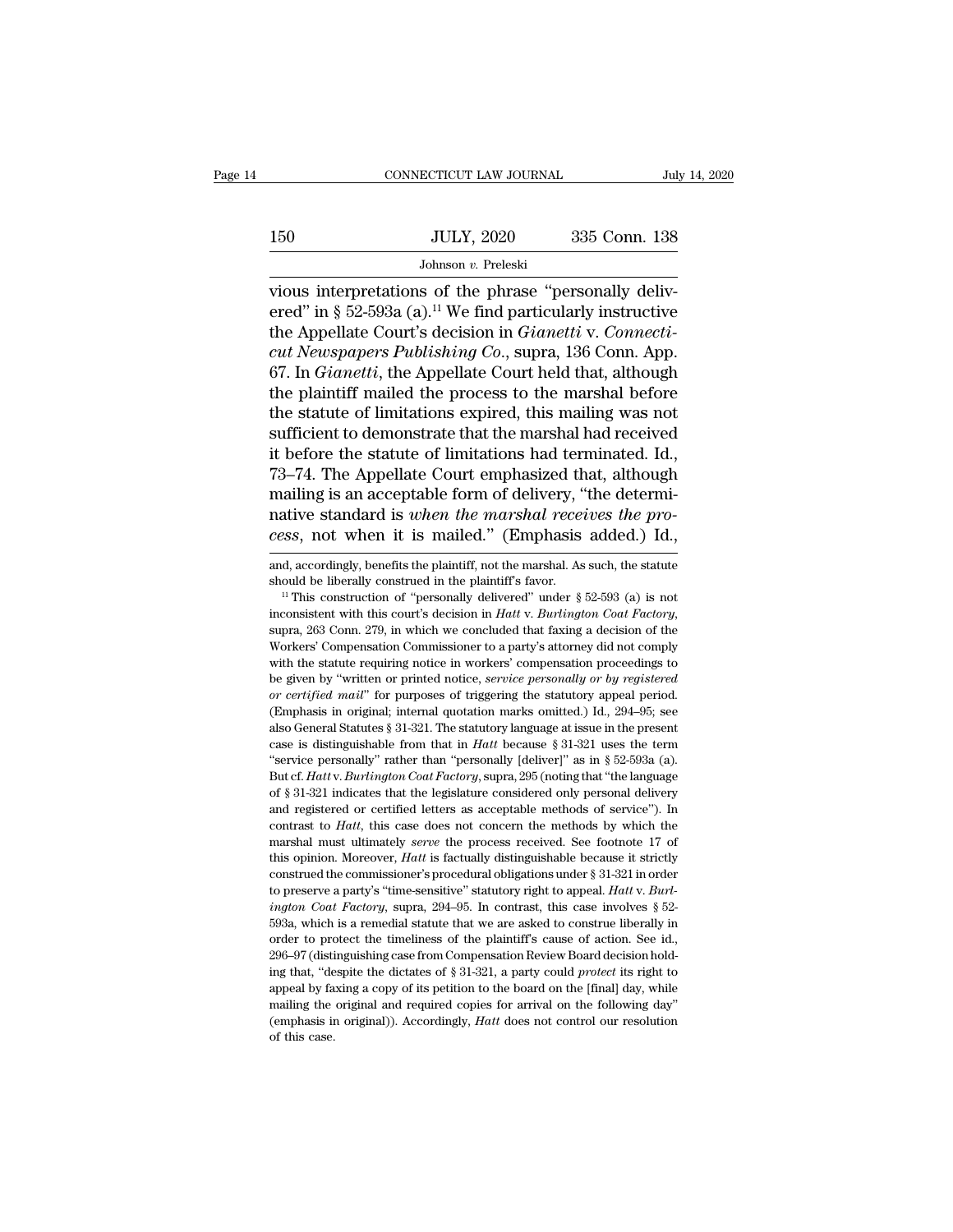vious interpretations of the phrase "personally delivered" in § 52-593a (a).[11] We find particularly instructive the Appellate Court's decision in *Gianetti* v. *Connecticut Newspapers Publishing Co.*, supra, 136 Conn. App. 67. In *Gianetti*, the Appellate Court held that, although the plaintiff mailed the process to the marshal before the statute of limitations expired, this mailing was not sufficient to demonstrate that the marshal had received it before the statute of limitations had terminated. Id., 73–74. The Appellate Court emphasized that, although mailing is an acceptable form of delivery, "the determinative standard is *when the marshal receives the process*, not when it is mailed." (Emphasis added.) Id.,

and, accordingly, benefits the plaintiff, not the marshal. As such, the statute should be liberally construed in the plaintiff's favor.

[11] This construction of "personally delivered" under § 52-593 (a) is not inconsistent with this court's decision in *Hatt* v. *Burlington Coat Factory*, supra, 263 Conn. 279, in which we concluded that faxing a decision of the Workers' Compensation Commissioner to a party's attorney did not comply with the statute requiring notice in workers' compensation proceedings to be given by "written or printed notice, *service personally or by registered or certified mail*" for purposes of triggering the statutory appeal period. (Emphasis in original; internal quotation marks omitted.) Id., 294–95; see also General Statutes § 31-321. The statutory language at issue in the present case is distinguishable from that in *Hatt* because § 31-321 uses the term "service personally" rather than "personally [deliver]" as in § 52-593a (a). But cf. *Hatt* v. *Burlington Coat Factory*, supra, 295 (noting that "the language of § 31-321 indicates that the legislature considered only personal delivery and registered or certified letters as acceptable methods of service"). In contrast to *Hatt*, this case does not concern the methods by which the marshal must ultimately *serve* the process received. See footnote 17 of this opinion. Moreover, *Hatt* is factually distinguishable because it strictly construed the commissioner's procedural obligations under § 31-321 in order to preserve a party's "time-sensitive" statutory right to appeal. *Hatt* v. *Burlington Coat Factory*, supra, 294–95. In contrast, this case involves § 52-593a, which is a remedial statute that we are asked to construe liberally in order to protect the timeliness of the plaintiff's cause of action. See id., 296–97 (distinguishing case from Compensation Review Board decision holding that, "despite the dictates of § 31-321, a party could *protect* its right to appeal by faxing a copy of its petition to the board on the [final] day, while mailing the original and required copies for arrival on the following day" (emphasis in original)). Accordingly, *Hatt* does not control our resolution of this case.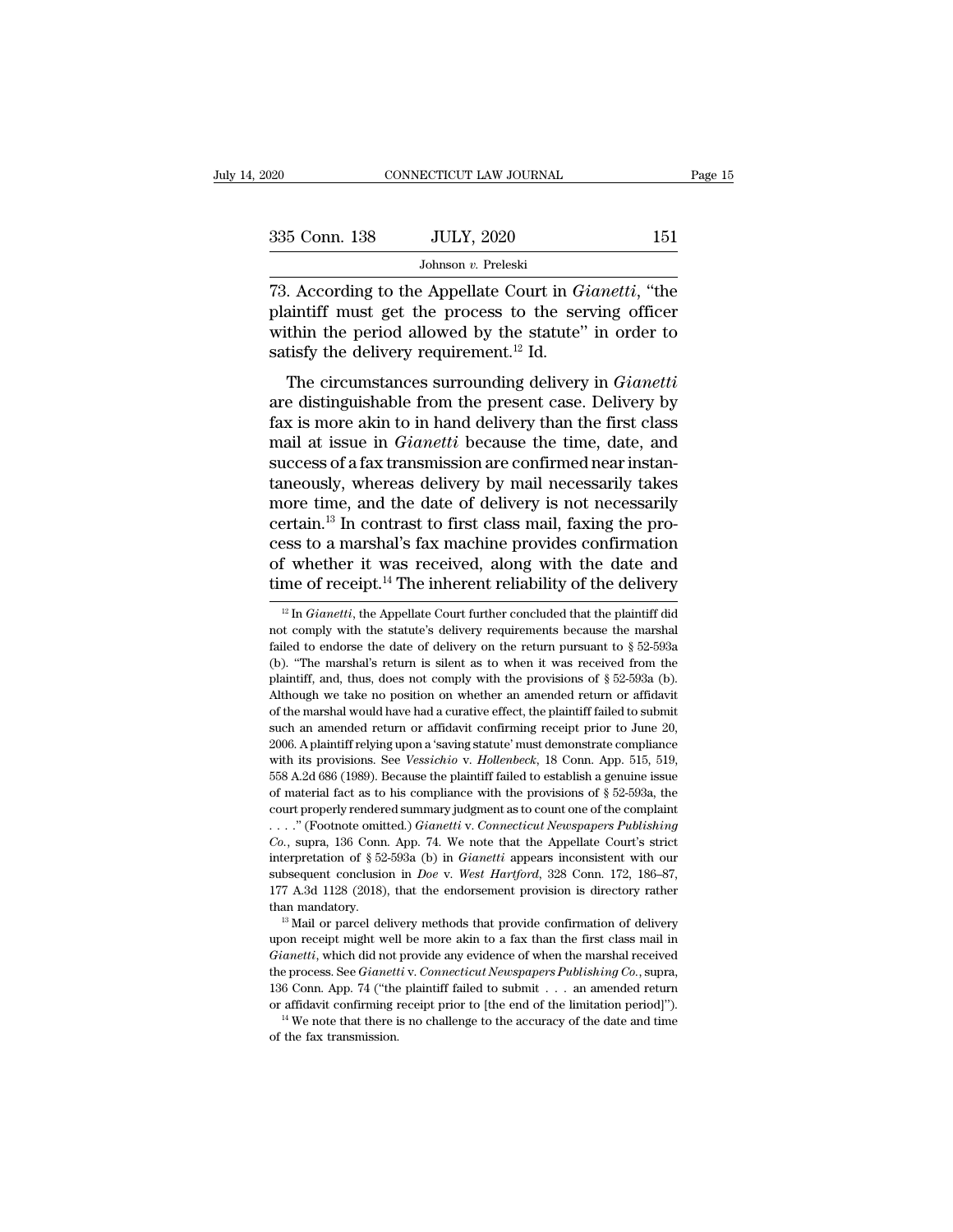73. According to the Appellate Court in *Gianetti*, "the plaintiff must get the process to the serving officer within the period allowed by the statute" in order to satisfy the delivery requirement.[12] Id.

The circumstances surrounding delivery in *Gianetti* are distinguishable from the present case. Delivery by fax is more akin to in hand delivery than the first class mail at issue in *Gianetti* because the time, date, and success of a fax transmission are confirmed near instantaneously, whereas delivery by mail necessarily takes more time, and the date of delivery is not necessarily certain.[13] In contrast to first class mail, faxing the process to a marshal's fax machine provides confirmation of whether it was received, along with the date and time of receipt.[14] The inherent reliability of the delivery

[12] In *Gianetti*, the Appellate Court further concluded that the plaintiff did not comply with the statute's delivery requirements because the marshal failed to endorse the date of delivery on the return pursuant to § 52-593a (b). "The marshal's return is silent as to when it was received from the plaintiff, and, thus, does not comply with the provisions of § 52-593a (b). Although we take no position on whether an amended return or affidavit of the marshal would have had a curative effect, the plaintiff failed to submit such an amended return or affidavit confirming receipt prior to June 20, 2006. A plaintiff relying upon a 'saving statute' must demonstrate compliance with its provisions. See *Vessichio* v. *Hollenbeck*, 18 Conn. App. 515, 519, 558 A.2d 686 (1989). Because the plaintiff failed to establish a genuine issue of material fact as to his compliance with the provisions of § 52-593a, the court properly rendered summary judgment as to count one of the complaint . . . ." (Footnote omitted.) *Gianetti* v. *Connecticut Newspapers Publishing Co.*, supra, 136 Conn. App. 74. We note that the Appellate Court's strict interpretation of § 52-593a (b) in *Gianetti* appears inconsistent with our subsequent conclusion in *Doe* v. *West Hartford*, 328 Conn. 172, 186–87, 177 A.3d 1128 (2018), that the endorsement provision is directory rather than mandatory.

[13] Mail or parcel delivery methods that provide confirmation of delivery upon receipt might well be more akin to a fax than the first class mail in *Gianetti*, which did not provide any evidence of when the marshal received the process. See *Gianetti* v. *Connecticut Newspapers Publishing Co.*, supra, 136 Conn. App. 74 ("the plaintiff failed to submit . . . an amended return or affidavit confirming receipt prior to [the end of the limitation period]").

[14] We note that there is no challenge to the accuracy of the date and time of the fax transmission.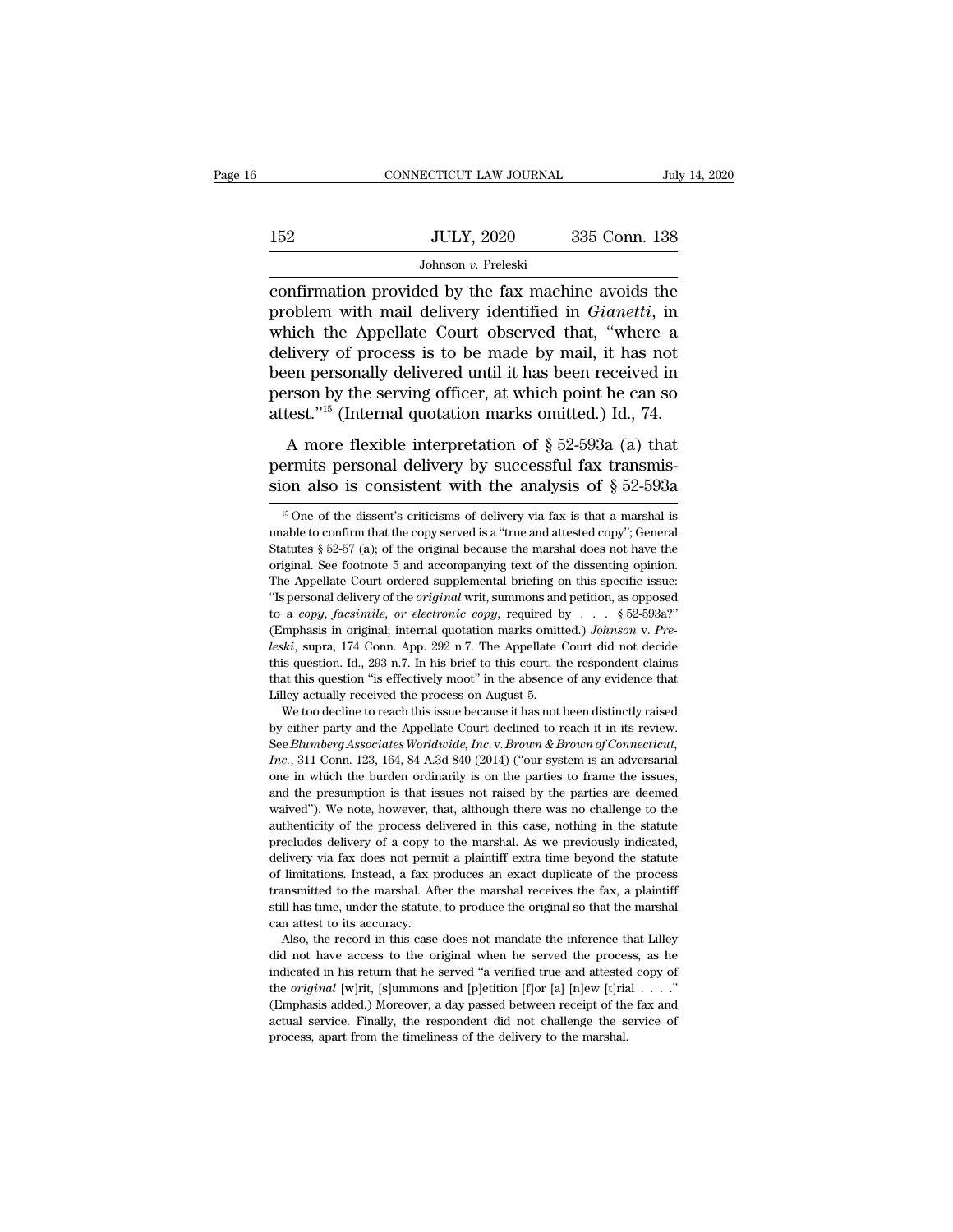confirmation provided by the fax machine avoids the problem with mail delivery identified in *Gianetti*, in which the Appellate Court observed that, "where a delivery of process is to be made by mail, it has not been personally delivered until it has been received in person by the serving officer, at which point he can so attest."[15] (Internal quotation marks omitted.) Id., 74.

A more flexible interpretation of § 52-593a (a) that permits personal delivery by successful fax transmission also is consistent with the analysis of § 52-593a

[15] One of the dissent's criticisms of delivery via fax is that a marshal is unable to confirm that the copy served is a "true and attested copy"; General Statutes § 52-57 (a); of the original because the marshal does not have the original. See footnote 5 and accompanying text of the dissenting opinion. The Appellate Court ordered supplemental briefing on this specific issue: "Is personal delivery of the *original* writ, summons and petition, as opposed to a *copy, facsimile, or electronic copy*, required by . . . § 52-593a?" (Emphasis in original; internal quotation marks omitted.) *Johnson* v. *Preleski*, supra, 174 Conn. App. 292 n.7. The Appellate Court did not decide this question. Id., 293 n.7. In his brief to this court, the respondent claims that this question "is effectively moot" in the absence of any evidence that Lilley actually received the process on August 5.

We too decline to reach this issue because it has not been distinctly raised by either party and the Appellate Court declined to reach it in its review. See *Blumberg Associates Worldwide, Inc.* v. *Brown & Brown of Connecticut, Inc.*, 311 Conn. 123, 164, 84 A.3d 840 (2014) ("our system is an adversarial one in which the burden ordinarily is on the parties to frame the issues, and the presumption is that issues not raised by the parties are deemed waived"). We note, however, that, although there was no challenge to the authenticity of the process delivered in this case, nothing in the statute precludes delivery of a copy to the marshal. As we previously indicated, delivery via fax does not permit a plaintiff extra time beyond the statute of limitations. Instead, a fax produces an exact duplicate of the process transmitted to the marshal. After the marshal receives the fax, a plaintiff still has time, under the statute, to produce the original so that the marshal can attest to its accuracy.

Also, the record in this case does not mandate the inference that Lilley did not have access to the original when he served the process, as he indicated in his return that he served "a verified true and attested copy of the *original* [w]rit, [s]ummons and [p]etition [f]or [a] [n]ew [t]rial . . . ." (Emphasis added.) Moreover, a day passed between receipt of the fax and actual service. Finally, the respondent did not challenge the service of process, apart from the timeliness of the delivery to the marshal.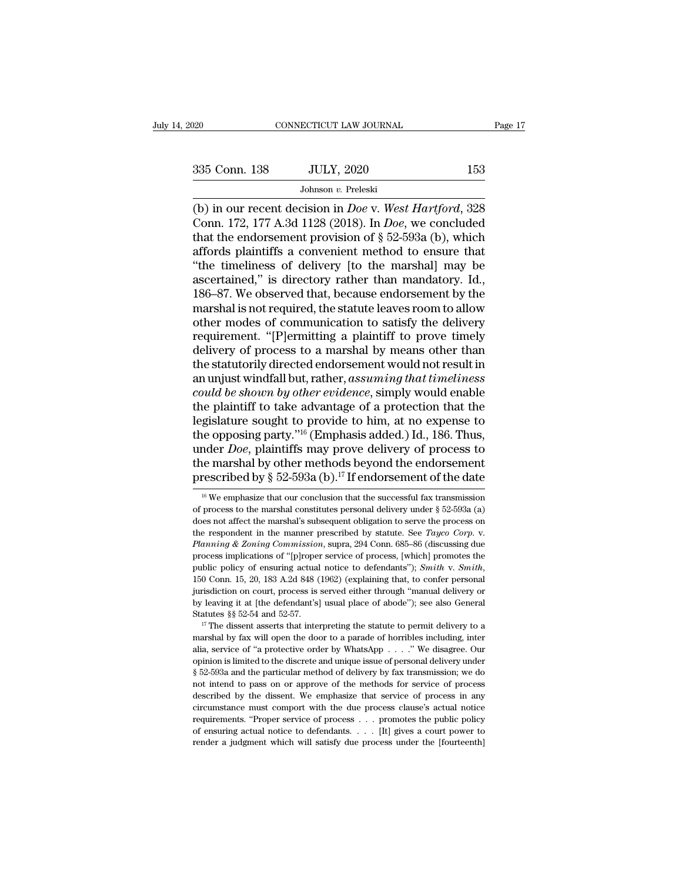(b) in our recent decision in *Doe* v. *West Hartford*, 328 Conn. 172, 177 A.3d 1128 (2018). In *Doe*, we concluded that the endorsement provision of § 52-593a (b), which affords plaintiffs a convenient method to ensure that "the timeliness of delivery [to the marshal] may be ascertained," is directory rather than mandatory. Id., 186–87. We observed that, because endorsement by the marshal is not required, the statute leaves room to allow other modes of communication to satisfy the delivery requirement. "[P]ermitting a plaintiff to prove timely delivery of process to a marshal by means other than the statutorily directed endorsement would not result in an unjust windfall but, rather, *assuming that timeliness could be shown by other evidence*, simply would enable the plaintiff to take advantage of a protection that the legislature sought to provide to him, at no expense to the opposing party."[16] (Emphasis added.) Id., 186. Thus, under *Doe*, plaintiffs may prove delivery of process to the marshal by other methods beyond the endorsement prescribed by § 52-593a (b).[17] If endorsement of the date

[16] We emphasize that our conclusion that the successful fax transmission of process to the marshal constitutes personal delivery under § 52-593a (a) does not affect the marshal's subsequent obligation to serve the process on the respondent in the manner prescribed by statute. See *Tayco Corp.* v. *Planning & Zoning Commission*, supra, 294 Conn. 685–86 (discussing due process implications of "[p]roper service of process, [which] promotes the public policy of ensuring actual notice to defendants"); *Smith* v. *Smith*, 150 Conn. 15, 20, 183 A.2d 848 (1962) (explaining that, to confer personal jurisdiction on court, process is served either through "manual delivery or by leaving it at [the defendant's] usual place of abode"); see also General Statutes §§ 52-54 and 52-57.

[17] The dissent asserts that interpreting the statute to permit delivery to a marshal by fax will open the door to a parade of horribles including, inter alia, service of "a protective order by WhatsApp . . . ." We disagree. Our opinion is limited to the discrete and unique issue of personal delivery under § 52-593a and the particular method of delivery by fax transmission; we do not intend to pass on or approve of the methods for service of process described by the dissent. We emphasize that service of process in any circumstance must comport with the due process clause's actual notice requirements. "Proper service of process . . . promotes the public policy of ensuring actual notice to defendants. . . . [It] gives a court power to render a judgment which will satisfy due process under the [fourteenth]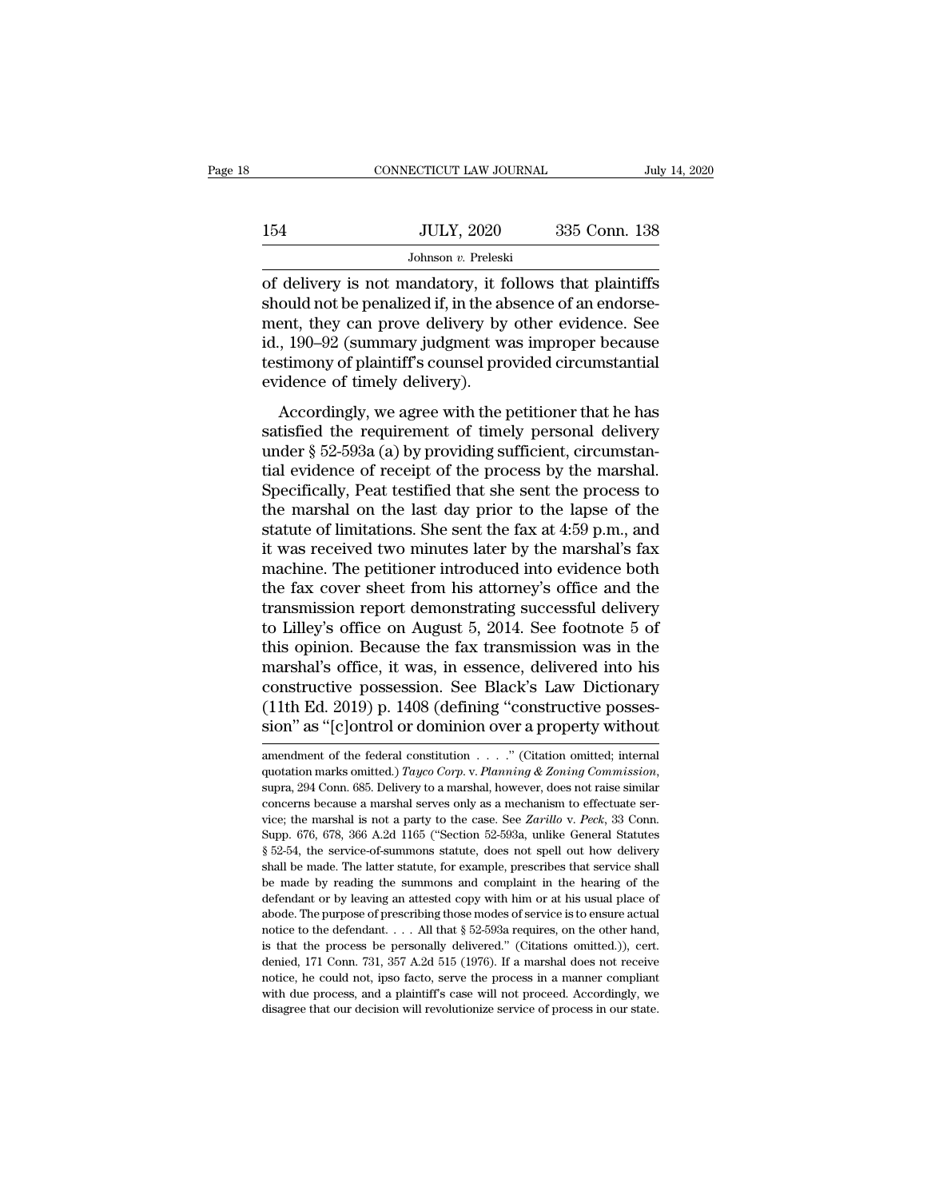of delivery is not mandatory, it follows that plaintiffs should not be penalized if, in the absence of an endorsement, they can prove delivery by other evidence. See id., 190–92 (summary judgment was improper because testimony of plaintiff's counsel provided circumstantial evidence of timely delivery).

Accordingly, we agree with the petitioner that he has satisfied the requirement of timely personal delivery under § 52-593a (a) by providing sufficient, circumstantial evidence of receipt of the process by the marshal. Specifically, Peat testified that she sent the process to the marshal on the last day prior to the lapse of the statute of limitations. She sent the fax at 4:59 p.m., and it was received two minutes later by the marshal's fax machine. The petitioner introduced into evidence both the fax cover sheet from his attorney's office and the transmission report demonstrating successful delivery to Lilley's office on August 5, 2014. See footnote 5 of this opinion. Because the fax transmission was in the marshal's office, it was, in essence, delivered into his constructive possession. See Black's Law Dictionary (11th Ed. 2019) p. 1408 (defining "constructive possession" as "[c]ontrol or dominion over a property without

amendment of the federal constitution . . . ." (Citation omitted; internal quotation marks omitted.) *Tayco Corp.* v. *Planning & Zoning Commission*, supra, 294 Conn. 685. Delivery to a marshal, however, does not raise similar concerns because a marshal serves only as a mechanism to effectuate service; the marshal is not a party to the case. See *Zarillo* v. *Peck*, 33 Conn. Supp. 676, 678, 366 A.2d 1165 ("Section 52-593a, unlike General Statutes § 52-54, the service-of-summons statute, does not spell out how delivery shall be made. The latter statute, for example, prescribes that service shall be made by reading the summons and complaint in the hearing of the defendant or by leaving an attested copy with him or at his usual place of abode. The purpose of prescribing those modes of service is to ensure actual notice to the defendant. . . . All that § 52-593a requires, on the other hand, is that the process be personally delivered." (Citations omitted.)), cert. denied, 171 Conn. 731, 357 A.2d 515 (1976). If a marshal does not receive notice, he could not, ipso facto, serve the process in a manner compliant with due process, and a plaintiff's case will not proceed. Accordingly, we disagree that our decision will revolutionize service of process in our state.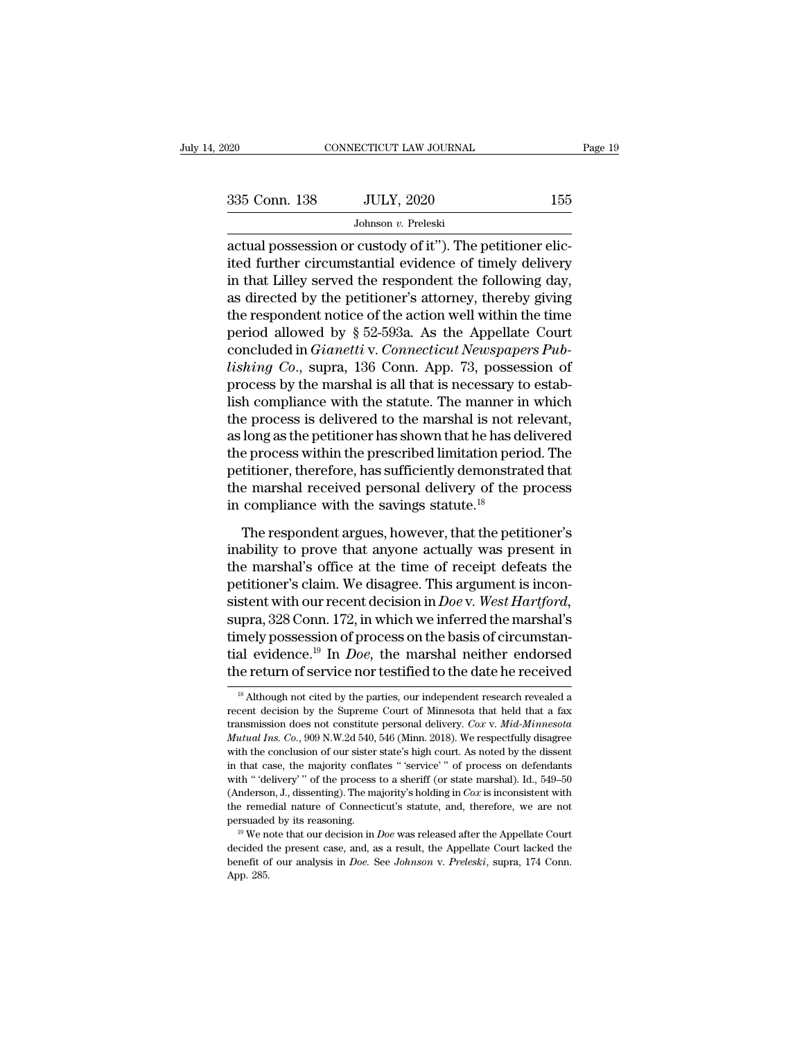actual possession or custody of it"). The petitioner elicited further circumstantial evidence of timely delivery in that Lilley served the respondent the following day, as directed by the petitioner's attorney, thereby giving the respondent notice of the action well within the time period allowed by § 52-593a. As the Appellate Court concluded in *Gianetti* v. *Connecticut Newspapers Publishing Co.*, supra, 136 Conn. App. 73, possession of process by the marshal is all that is necessary to establish compliance with the statute. The manner in which the process is delivered to the marshal is not relevant, as long as the petitioner has shown that he has delivered the process within the prescribed limitation period. The petitioner, therefore, has sufficiently demonstrated that the marshal received personal delivery of the process in compliance with the savings statute.[18]

The respondent argues, however, that the petitioner's inability to prove that anyone actually was present in the marshal's office at the time of receipt defeats the petitioner's claim. We disagree. This argument is inconsistent with our recent decision in *Doe* v. *West Hartford*, supra, 328 Conn. 172, in which we inferred the marshal's timely possession of process on the basis of circumstantial evidence.[19] In *Doe*, the marshal neither endorsed the return of service nor testified to the date he received

---

[18] Although not cited by the parties, our independent research revealed a recent decision by the Supreme Court of Minnesota that held that a fax transmission does not constitute personal delivery. *Cox* v. *Mid-Minnesota Mutual Ins. Co.*, 909 N.W.2d 540, 546 (Minn. 2018). We respectfully disagree with the conclusion of our sister state's high court. As noted by the dissent in that case, the majority conflates " 'service' " of process on defendants with " 'delivery' " of the process to a sheriff (or state marshal). Id., 549–50 (Anderson, J., dissenting). The majority's holding in *Cox* is inconsistent with the remedial nature of Connecticut's statute, and, therefore, we are not persuaded by its reasoning.

[19] We note that our decision in *Doe* was released after the Appellate Court decided the present case, and, as a result, the Appellate Court lacked the benefit of our analysis in *Doe*. See *Johnson* v. *Preleski*, supra, 174 Conn. App. 285.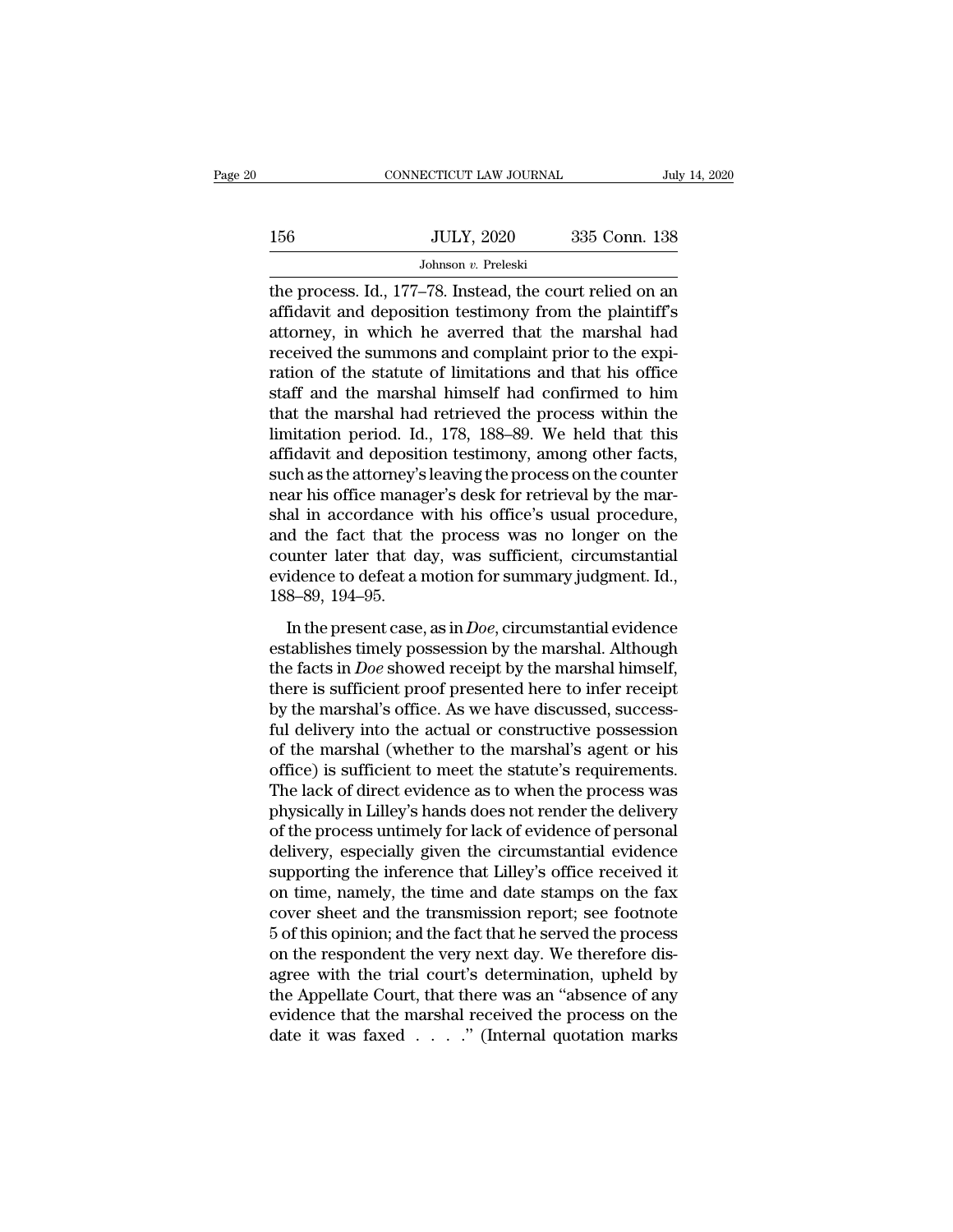the process. Id., 177–78. Instead, the court relied on an affidavit and deposition testimony from the plaintiff's attorney, in which he averred that the marshal had received the summons and complaint prior to the expiration of the statute of limitations and that his office staff and the marshal himself had confirmed to him that the marshal had retrieved the process within the limitation period. Id., 178, 188–89. We held that this affidavit and deposition testimony, among other facts, such as the attorney's leaving the process on the counter near his office manager's desk for retrieval by the marshal in accordance with his office's usual procedure, and the fact that the process was no longer on the counter later that day, was sufficient, circumstantial evidence to defeat a motion for summary judgment. Id., 188–89, 194–95.

In the present case, as in *Doe*, circumstantial evidence establishes timely possession by the marshal. Although the facts in *Doe* showed receipt by the marshal himself, there is sufficient proof presented here to infer receipt by the marshal's office. As we have discussed, successful delivery into the actual or constructive possession of the marshal (whether to the marshal's agent or his office) is sufficient to meet the statute's requirements. The lack of direct evidence as to when the process was physically in Lilley's hands does not render the delivery of the process untimely for lack of evidence of personal delivery, especially given the circumstantial evidence supporting the inference that Lilley's office received it on time, namely, the time and date stamps on the fax cover sheet and the transmission report; see footnote 5 of this opinion; and the fact that he served the process on the respondent the very next day. We therefore disagree with the trial court's determination, upheld by the Appellate Court, that there was an "absence of any evidence that the marshal received the process on the date it was faxed . . . ." (Internal quotation marks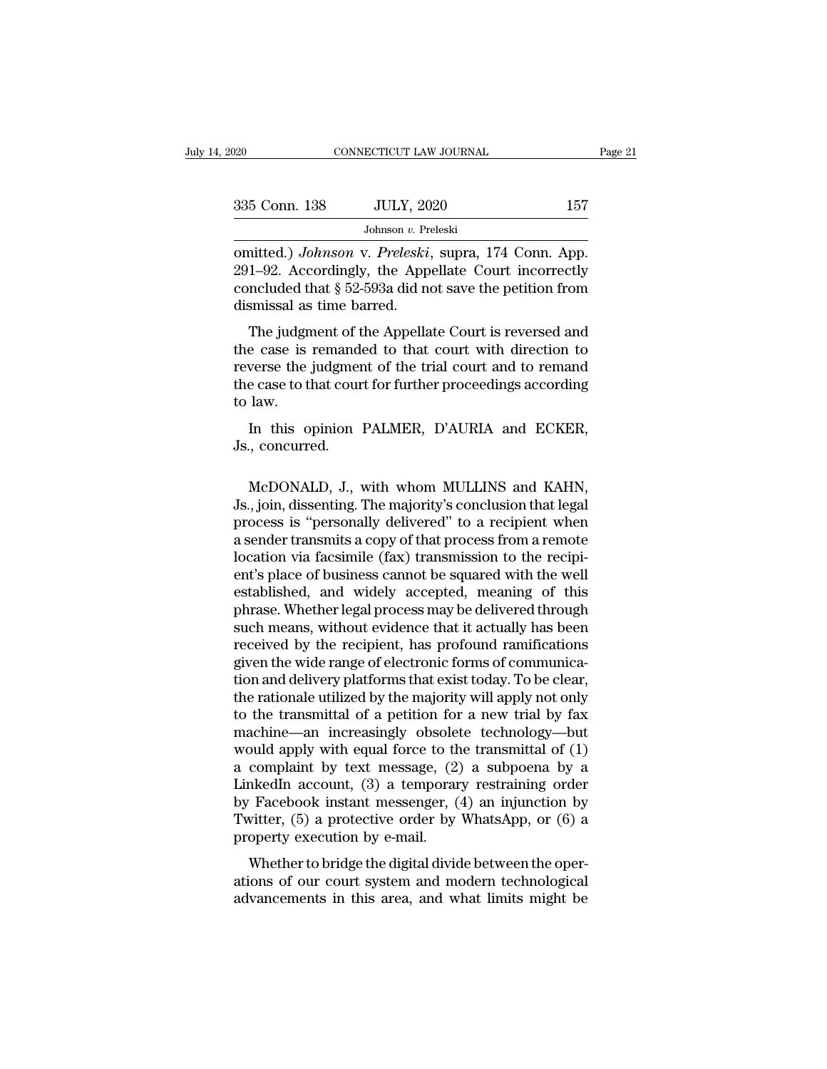omitted.) *Johnson* v. *Preleski*, supra, 174 Conn. App. 291–92. Accordingly, the Appellate Court incorrectly concluded that § 52-593a did not save the petition from dismissal as time barred.

The judgment of the Appellate Court is reversed and the case is remanded to that court with direction to reverse the judgment of the trial court and to remand the case to that court for further proceedings according to law.

In this opinion PALMER, D'AURIA and ECKER, Js., concurred.

McDONALD, J., with whom MULLINS and KAHN, Js., join, dissenting. The majority's conclusion that legal process is "personally delivered" to a recipient when a sender transmits a copy of that process from a remote location via facsimile (fax) transmission to the recipient's place of business cannot be squared with the well established, and widely accepted, meaning of this phrase. Whether legal process may be delivered through such means, without evidence that it actually has been received by the recipient, has profound ramifications given the wide range of electronic forms of communication and delivery platforms that exist today. To be clear, the rationale utilized by the majority will apply not only to the transmittal of a petition for a new trial by fax machine—an increasingly obsolete technology—but would apply with equal force to the transmittal of (1) a complaint by text message, (2) a subpoena by a LinkedIn account, (3) a temporary restraining order by Facebook instant messenger, (4) an injunction by Twitter, (5) a protective order by WhatsApp, or (6) a property execution by e-mail.

Whether to bridge the digital divide between the operations of our court system and modern technological advancements in this area, and what limits might be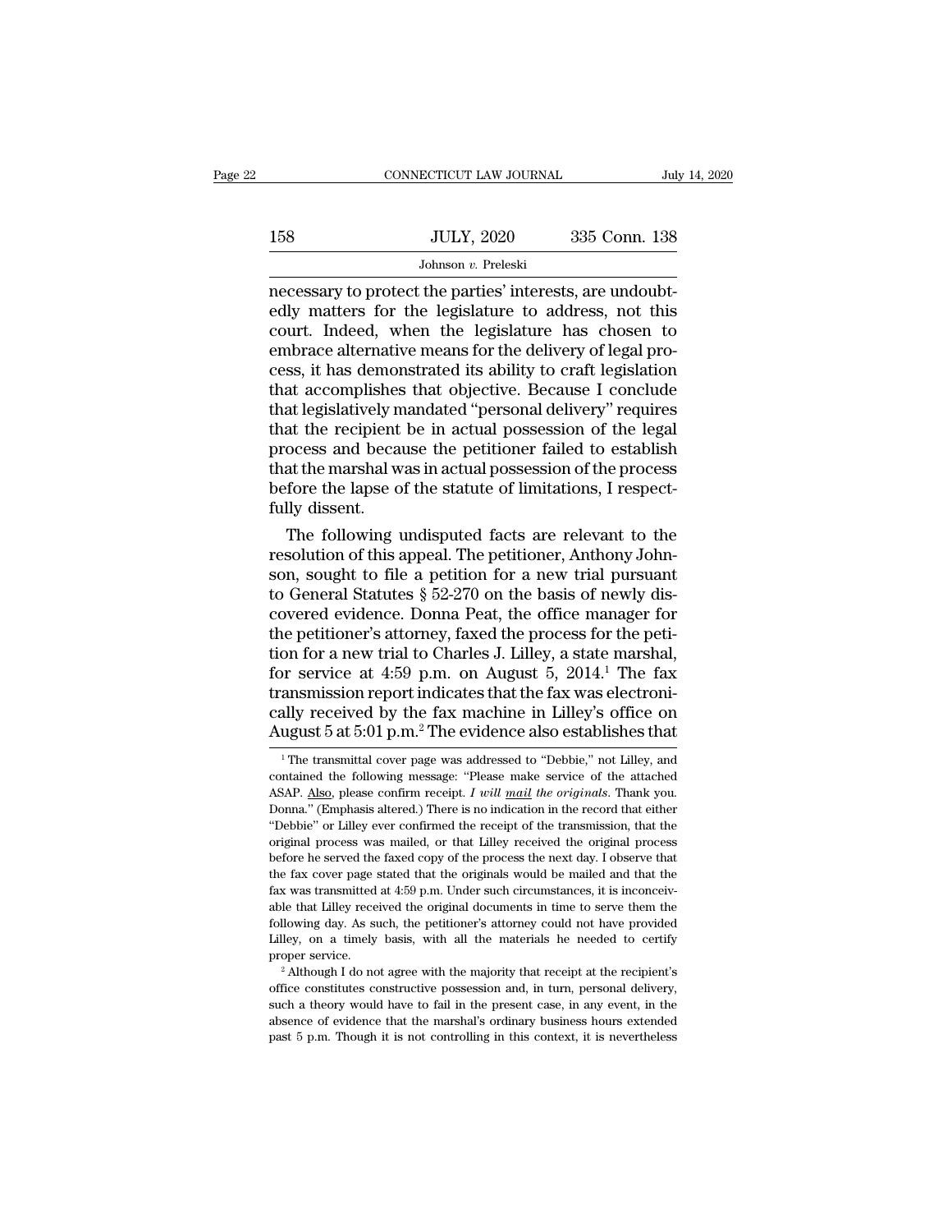necessary to protect the parties' interests, are undoubtedly matters for the legislature to address, not this court. Indeed, when the legislature has chosen to embrace alternative means for the delivery of legal process, it has demonstrated its ability to craft legislation that accomplishes that objective. Because I conclude that legislatively mandated "personal delivery" requires that the recipient be in actual possession of the legal process and because the petitioner failed to establish that the marshal was in actual possession of the process before the lapse of the statute of limitations, I respectfully dissent.

The following undisputed facts are relevant to the resolution of this appeal. The petitioner, Anthony Johnson, sought to file a petition for a new trial pursuant to General Statutes § 52-270 on the basis of newly discovered evidence. Donna Peat, the office manager for the petitioner's attorney, faxed the process for the petition for a new trial to Charles J. Lilley, a state marshal, for service at 4:59 p.m. on August 5, 2014.[1] The fax transmission report indicates that the fax was electronically received by the fax machine in Lilley's office on August 5 at 5:01 p.m.[2] The evidence also establishes that

---

[1] The transmittal cover page was addressed to "Debbie," not Lilley, and contained the following message: "Please make service of the attached ASAP. Also, please confirm receipt. *I will mail the originals*. Thank you. Donna." (Emphasis altered.) There is no indication in the record that either "Debbie" or Lilley ever confirmed the receipt of the transmission, that the original process was mailed, or that Lilley received the original process before he served the faxed copy of the process the next day. I observe that the fax cover page stated that the originals would be mailed and that the fax was transmitted at 4:59 p.m. Under such circumstances, it is inconceivable that Lilley received the original documents in time to serve them the following day. As such, the petitioner's attorney could not have provided Lilley, on a timely basis, with all the materials he needed to certify proper service.

[2] Although I do not agree with the majority that receipt at the recipient's office constitutes constructive possession and, in turn, personal delivery, such a theory would have to fail in the present case, in any event, in the absence of evidence that the marshal's ordinary business hours extended past 5 p.m. Though it is not controlling in this context, it is nevertheless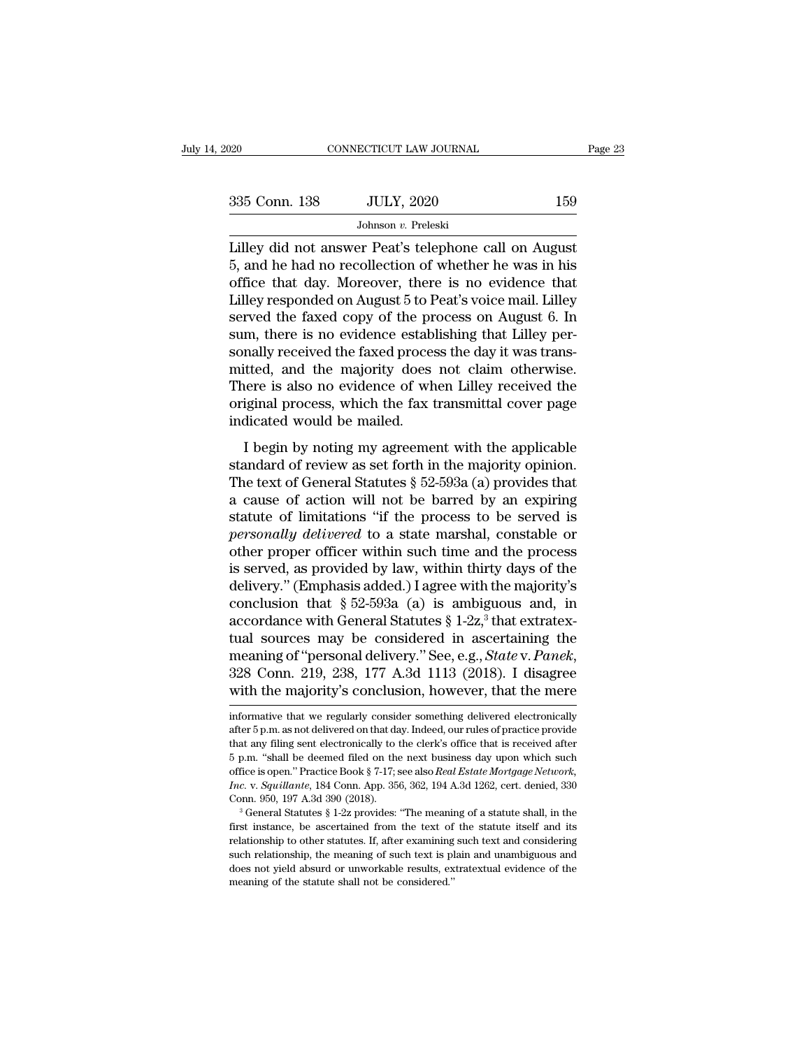Lilley did not answer Peat's telephone call on August 5, and he had no recollection of whether he was in his office that day. Moreover, there is no evidence that Lilley responded on August 5 to Peat's voice mail. Lilley served the faxed copy of the process on August 6. In sum, there is no evidence establishing that Lilley personally received the faxed process the day it was transmitted, and the majority does not claim otherwise. There is also no evidence of when Lilley received the original process, which the fax transmittal cover page indicated would be mailed.

I begin by noting my agreement with the applicable standard of review as set forth in the majority opinion. The text of General Statutes § 52-593a (a) provides that a cause of action will not be barred by an expiring statute of limitations "if the process to be served is *personally delivered* to a state marshal, constable or other proper officer within such time and the process is served, as provided by law, within thirty days of the delivery." (Emphasis added.) I agree with the majority's conclusion that § 52-593a (a) is ambiguous and, in accordance with General Statutes § 1-2z,[3] that extratextual sources may be considered in ascertaining the meaning of "personal delivery." See, e.g., *State* v. *Panek*, 328 Conn. 219, 238, 177 A.3d 1113 (2018). I disagree with the majority's conclusion, however, that the mere

informative that we regularly consider something delivered electronically after 5 p.m. as not delivered on that day. Indeed, our rules of practice provide that any filing sent electronically to the clerk's office that is received after 5 p.m. "shall be deemed filed on the next business day upon which such office is open." Practice Book § 7-17; see also *Real Estate Mortgage Network, Inc.* v. *Squillante*, 184 Conn. App. 356, 362, 194 A.3d 1262, cert. denied, 330 Conn. 950, 197 A.3d 390 (2018).

[3] General Statutes § 1-2z provides: "The meaning of a statute shall, in the first instance, be ascertained from the text of the statute itself and its relationship to other statutes. If, after examining such text and considering such relationship, the meaning of such text is plain and unambiguous and does not yield absurd or unworkable results, extratextual evidence of the meaning of the statute shall not be considered."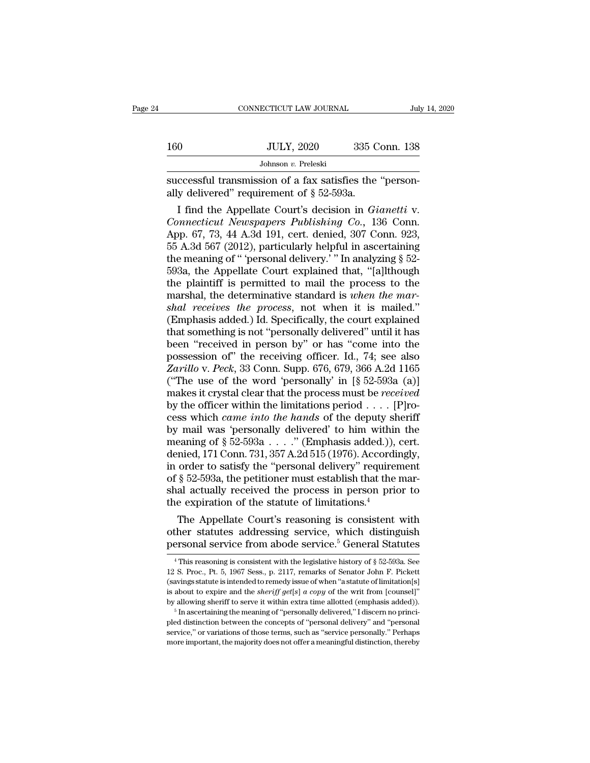successful transmission of a fax satisfies the "personally delivered" requirement of § 52-593a.

I find the Appellate Court's decision in *Gianetti* v. *Connecticut Newspapers Publishing Co.*, 136 Conn. App. 67, 73, 44 A.3d 191, cert. denied, 307 Conn. 923, 55 A.3d 567 (2012), particularly helpful in ascertaining the meaning of " 'personal delivery.' " In analyzing § 52-593a, the Appellate Court explained that, "[a]lthough the plaintiff is permitted to mail the process to the marshal, the determinative standard is *when the marshal receives the process*, not when it is mailed." (Emphasis added.) Id. Specifically, the court explained that something is not "personally delivered" until it has been "received in person by" or has "come into the possession of" the receiving officer. Id., 74; see also *Zarillo* v. *Peck*, 33 Conn. Supp. 676, 679, 366 A.2d 1165 ("The use of the word 'personally' in [§ 52-593a (a)] makes it crystal clear that the process must be *received* by the officer within the limitations period . . . . [P]rocess which *came into the hands* of the deputy sheriff by mail was 'personally delivered' to him within the meaning of § 52-593a . . . ." (Emphasis added.)), cert. denied, 171 Conn. 731, 357 A.2d 515 (1976). Accordingly, in order to satisfy the "personal delivery" requirement of § 52-593a, the petitioner must establish that the marshal actually received the process in person prior to the expiration of the statute of limitations.[4]

The Appellate Court's reasoning is consistent with other statutes addressing service, which distinguish personal service from abode service.[5] General Statutes

---

[4] This reasoning is consistent with the legislative history of § 52-593a. See 12 S. Proc., Pt. 5, 1967 Sess., p. 2117, remarks of Senator John F. Pickett (savings statute is intended to remedy issue of when "a statute of limitation[s] is about to expire and the *sheriff get[s] a copy* of the writ from [counsel]" by allowing sheriff to serve it within extra time allotted (emphasis added)).

[5] In ascertaining the meaning of "personally delivered," I discern no principled distinction between the concepts of "personal delivery" and "personal service," or variations of those terms, such as "service personally." Perhaps more important, the majority does not offer a meaningful distinction, thereby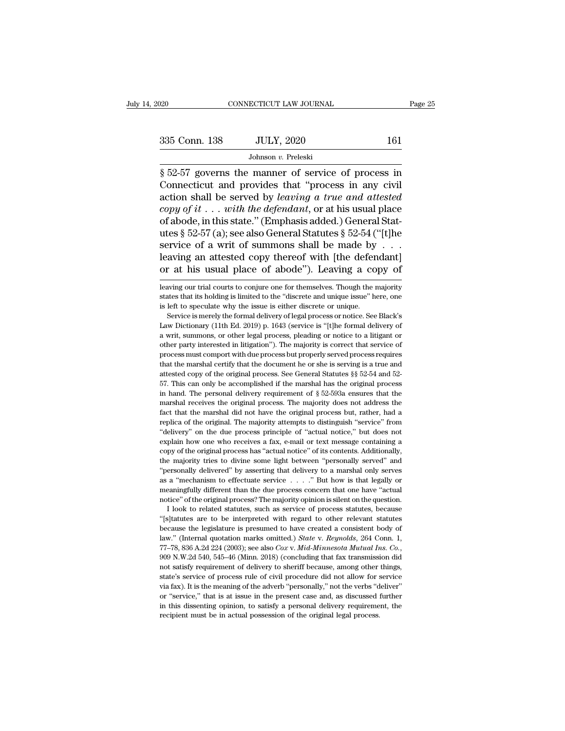§ 52-57 governs the manner of service of process in Connecticut and provides that "process in any civil action shall be served by *leaving a true and attested copy of it . . . with the defendant*, or at his usual place of abode, in this state." (Emphasis added.) General Statutes § 52-57 (a); see also General Statutes § 52-54 ("[t]he service of a writ of summons shall be made by . . . leaving an attested copy thereof with [the defendant] or at his usual place of abode"). Leaving a copy of

leaving our trial courts to conjure one for themselves. Though the majority states that its holding is limited to the "discrete and unique issue" here, one is left to speculate why the issue is either discrete or unique.

Service is merely the formal delivery of legal process or notice. See Black's Law Dictionary (11th Ed. 2019) p. 1643 (service is "[t]he formal delivery of a writ, summons, or other legal process, pleading or notice to a litigant or other party interested in litigation"). The majority is correct that service of process must comport with due process but properly served process requires that the marshal certify that the document he or she is serving is a true and attested copy of the original process. See General Statutes §§ 52-54 and 52-57. This can only be accomplished if the marshal has the original process in hand. The personal delivery requirement of § 52-593a ensures that the marshal receives the original process. The majority does not address the fact that the marshal did not have the original process but, rather, had a replica of the original. The majority attempts to distinguish "service" from "delivery" on the due process principle of "actual notice," but does not explain how one who receives a fax, e-mail or text message containing a copy of the original process has "actual notice" of its contents. Additionally, the majority tries to divine some light between "personally served" and "personally delivered" by asserting that delivery to a marshal only serves as a "mechanism to effectuate service . . . ." But how is that legally or meaningfully different than the due process concern that one have "actual notice" of the original process? The majority opinion is silent on the question.

I look to related statutes, such as service of process statutes, because "[s]tatutes are to be interpreted with regard to other relevant statutes because the legislature is presumed to have created a consistent body of law." (Internal quotation marks omitted.) *State* v. *Reynolds*, 264 Conn. 1, 77–78, 836 A.2d 224 (2003); see also *Cox* v. *Mid-Minnesota Mutual Ins. Co.*, 909 N.W.2d 540, 545–46 (Minn. 2018) (concluding that fax transmission did not satisfy requirement of delivery to sheriff because, among other things, state's service of process rule of civil procedure did not allow for service via fax). It is the meaning of the adverb "personally," not the verbs "deliver" or "service," that is at issue in the present case and, as discussed further in this dissenting opinion, to satisfy a personal delivery requirement, the recipient must be in actual possession of the original legal process.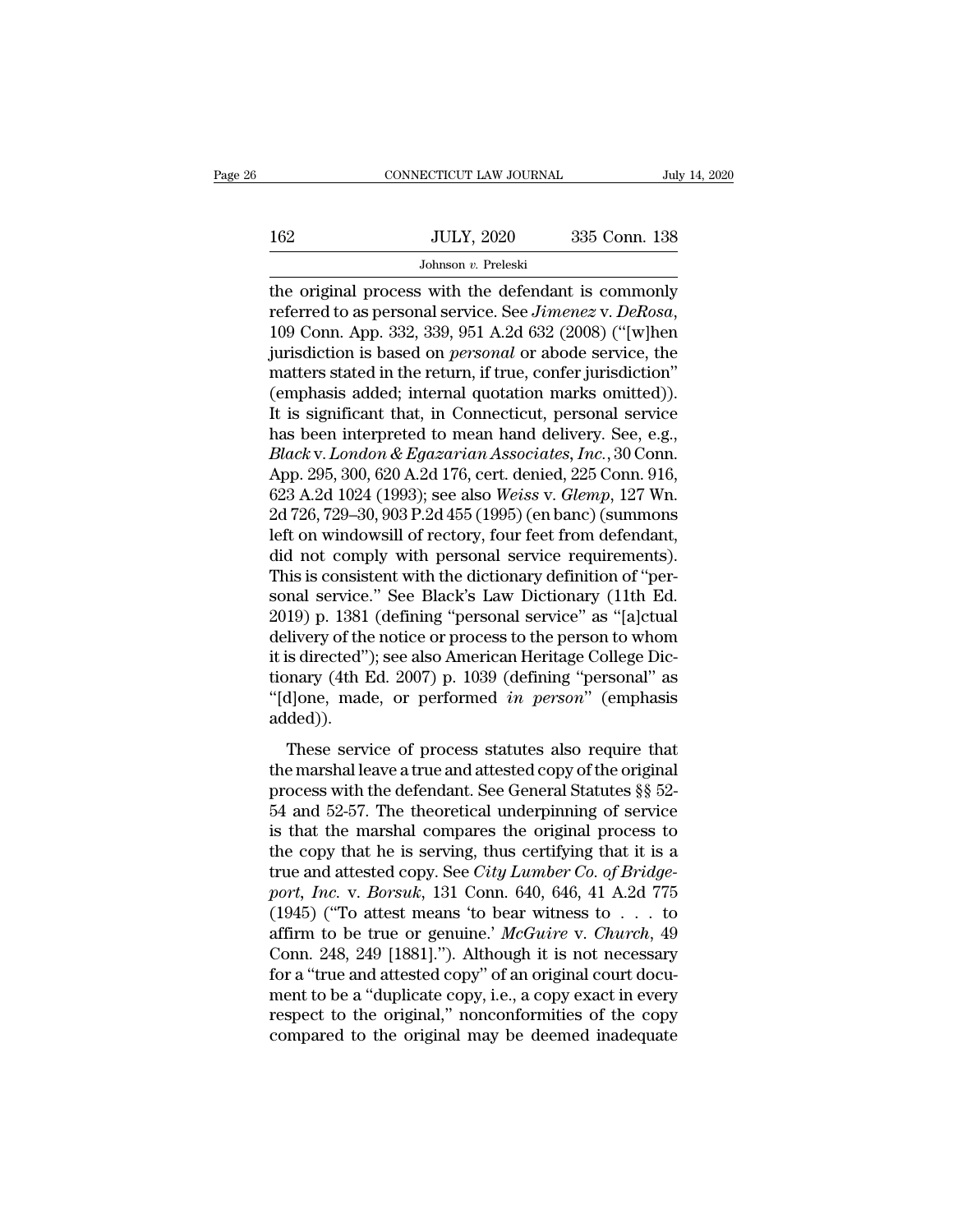the original process with the defendant is commonly referred to as personal service. See *Jimenez* v. *DeRosa*, 109 Conn. App. 332, 339, 951 A.2d 632 (2008) ("[w]hen jurisdiction is based on *personal* or abode service, the matters stated in the return, if true, confer jurisdiction" (emphasis added; internal quotation marks omitted)). It is significant that, in Connecticut, personal service has been interpreted to mean hand delivery. See, e.g., *Black* v. *London & Egazarian Associates, Inc.*, 30 Conn. App. 295, 300, 620 A.2d 176, cert. denied, 225 Conn. 916, 623 A.2d 1024 (1993); see also *Weiss* v. *Glemp*, 127 Wn. 2d 726, 729–30, 903 P.2d 455 (1995) (en banc) (summons left on windowsill of rectory, four feet from defendant, did not comply with personal service requirements). This is consistent with the dictionary definition of "personal service." See Black's Law Dictionary (11th Ed. 2019) p. 1381 (defining "personal service" as "[a]ctual delivery of the notice or process to the person to whom it is directed"); see also American Heritage College Dictionary (4th Ed. 2007) p. 1039 (defining "personal" as "[d]one, made, or performed *in person*" (emphasis added)).

These service of process statutes also require that the marshal leave a true and attested copy of the original process with the defendant. See General Statutes §§ 52-54 and 52-57. The theoretical underpinning of service is that the marshal compares the original process to the copy that he is serving, thus certifying that it is a true and attested copy. See *City Lumber Co. of Bridgeport, Inc.* v. *Borsuk*, 131 Conn. 640, 646, 41 A.2d 775 (1945) ("To attest means 'to bear witness to . . . to affirm to be true or genuine.' *McGuire* v. *Church*, 49 Conn. 248, 249 [1881]."). Although it is not necessary for a "true and attested copy" of an original court document to be a "duplicate copy, i.e., a copy exact in every respect to the original," nonconformities of the copy compared to the original may be deemed inadequate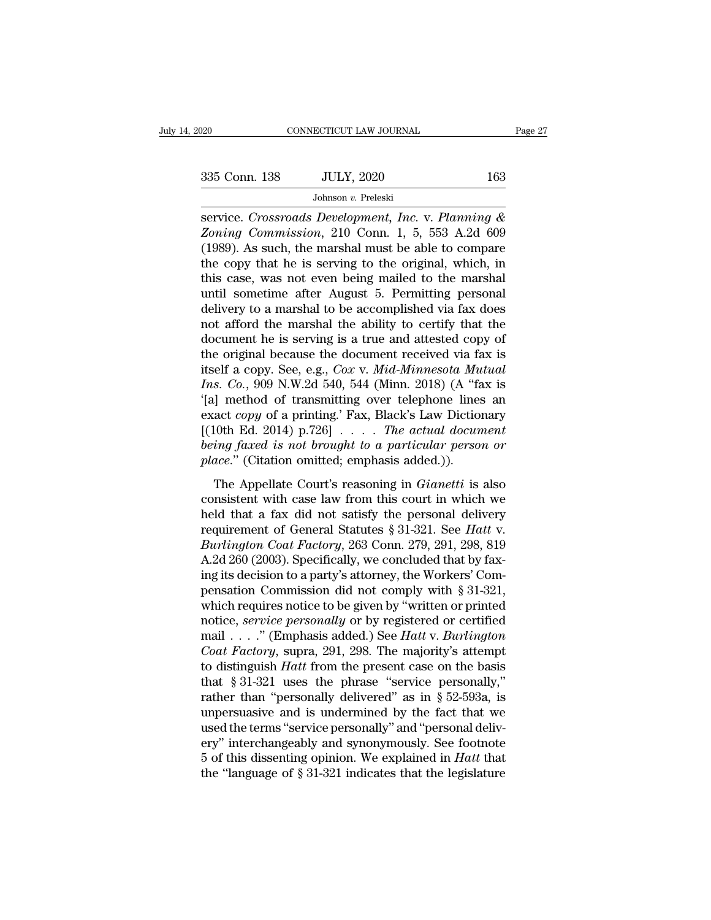service. *Crossroads Development, Inc.* v. *Planning & Zoning Commission*, 210 Conn. 1, 5, 553 A.2d 609 (1989). As such, the marshal must be able to compare the copy that he is serving to the original, which, in this case, was not even being mailed to the marshal until sometime after August 5. Permitting personal delivery to a marshal to be accomplished via fax does not afford the marshal the ability to certify that the document he is serving is a true and attested copy of the original because the document received via fax is itself a copy. See, e.g., *Cox* v. *Mid-Minnesota Mutual Ins. Co.*, 909 N.W.2d 540, 544 (Minn. 2018) (A "fax is '[a] method of transmitting over telephone lines an exact *copy* of a printing.' Fax, Black's Law Dictionary [(10th Ed. 2014) p.726] . . . . *The actual document being faxed is not brought to a particular person or place.*" (Citation omitted; emphasis added.)).

The Appellate Court's reasoning in *Gianetti* is also consistent with case law from this court in which we held that a fax did not satisfy the personal delivery requirement of General Statutes § 31-321. See *Hatt* v. *Burlington Coat Factory*, 263 Conn. 279, 291, 298, 819 A.2d 260 (2003). Specifically, we concluded that by faxing its decision to a party's attorney, the Workers' Compensation Commission did not comply with § 31-321, which requires notice to be given by "written or printed notice, *service personally* or by registered or certified mail . . . ." (Emphasis added.) See *Hatt* v. *Burlington Coat Factory*, supra, 291, 298. The majority's attempt to distinguish *Hatt* from the present case on the basis that § 31-321 uses the phrase "service personally," rather than "personally delivered" as in § 52-593a, is unpersuasive and is undermined by the fact that we used the terms "service personally" and "personal delivery" interchangeably and synonymously. See footnote 5 of this dissenting opinion. We explained in *Hatt* that the "language of § 31-321 indicates that the legislature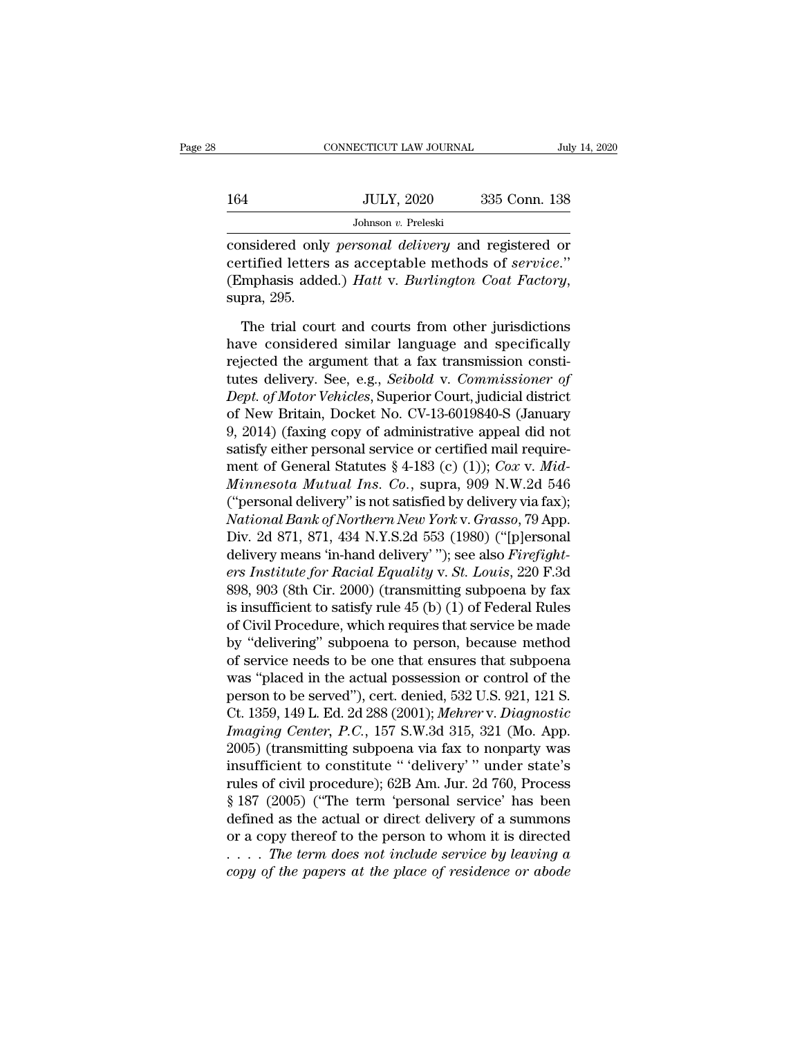considered only *personal delivery* and registered or certified letters as acceptable methods of *service*." (Emphasis added.) *Hatt* v. *Burlington Coat Factory*, supra, 295.

The trial court and courts from other jurisdictions have considered similar language and specifically rejected the argument that a fax transmission constitutes delivery. See, e.g., *Seibold* v. *Commissioner of Dept. of Motor Vehicles*, Superior Court, judicial district of New Britain, Docket No. CV-13-6019840-S (January 9, 2014) (faxing copy of administrative appeal did not satisfy either personal service or certified mail requirement of General Statutes § 4-183 (c) (1)); *Cox* v. *Mid-Minnesota Mutual Ins. Co.*, supra, 909 N.W.2d 546 ("personal delivery" is not satisfied by delivery via fax); *National Bank of Northern New York* v. *Grasso*, 79 App. Div. 2d 871, 871, 434 N.Y.S.2d 553 (1980) ("[p]ersonal delivery means 'in-hand delivery' "); see also *Firefighters Institute for Racial Equality* v. *St. Louis*, 220 F.3d 898, 903 (8th Cir. 2000) (transmitting subpoena by fax is insufficient to satisfy rule 45 (b) (1) of Federal Rules of Civil Procedure, which requires that service be made by "delivering" subpoena to person, because method of service needs to be one that ensures that subpoena was "placed in the actual possession or control of the person to be served"), cert. denied, 532 U.S. 921, 121 S. Ct. 1359, 149 L. Ed. 2d 288 (2001); *Mehrer* v. *Diagnostic Imaging Center, P.C.*, 157 S.W.3d 315, 321 (Mo. App. 2005) (transmitting subpoena via fax to nonparty was insufficient to constitute " 'delivery' " under state's rules of civil procedure); 62B Am. Jur. 2d 760, Process § 187 (2005) ("The term 'personal service' has been defined as the actual or direct delivery of a summons or a copy thereof to the person to whom it is directed . . . . *The term does not include service by leaving a copy of the papers at the place of residence or abode*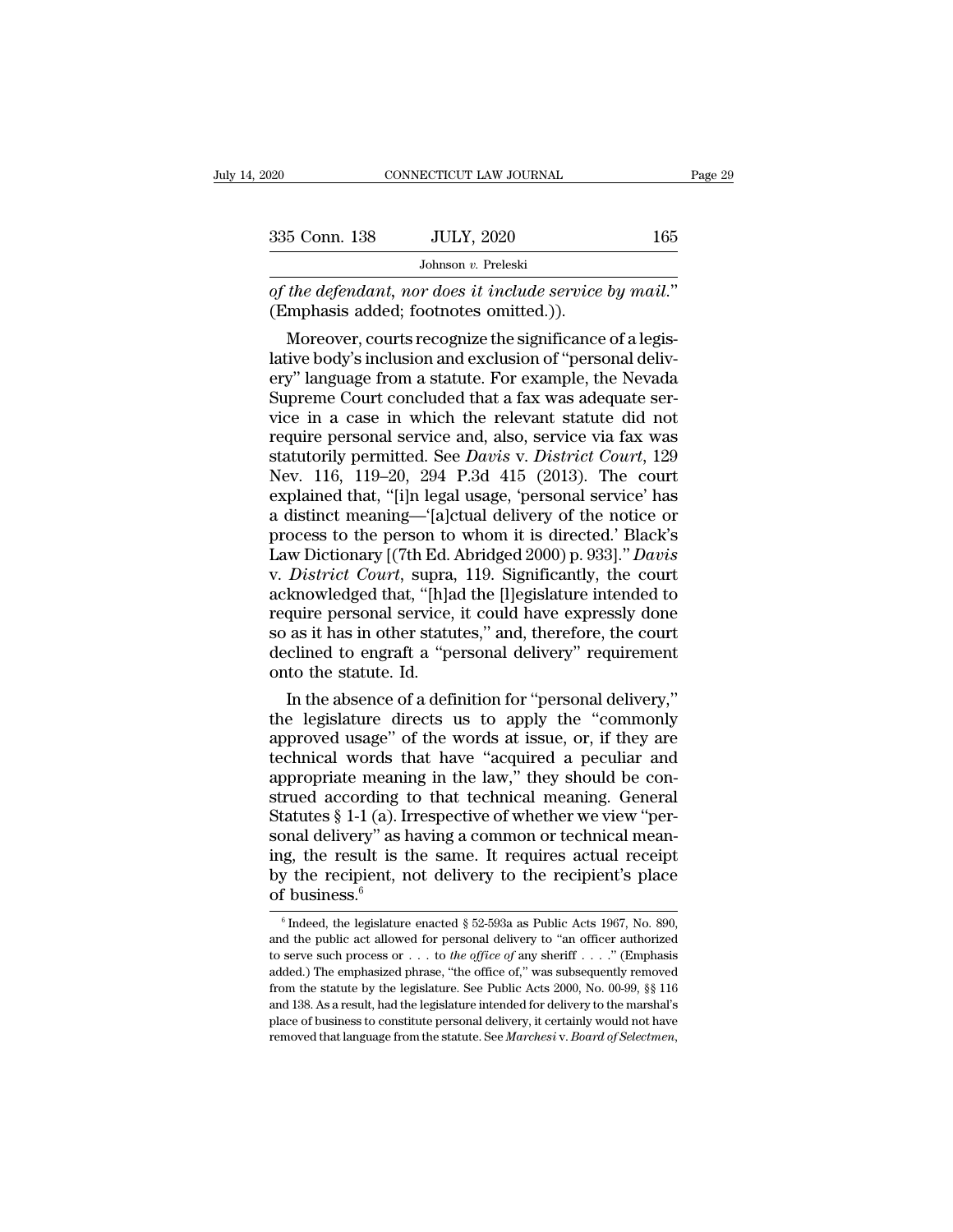*of the defendant, nor does it include service by mail.*" (Emphasis added; footnotes omitted.)).

Moreover, courts recognize the significance of a legislative body's inclusion and exclusion of "personal delivery" language from a statute. For example, the Nevada Supreme Court concluded that a fax was adequate service in a case in which the relevant statute did not require personal service and, also, service via fax was statutorily permitted. See *Davis* v. *District Court*, 129 Nev. 116, 119–20, 294 P.3d 415 (2013). The court explained that, "[i]n legal usage, 'personal service' has a distinct meaning—'[a]ctual delivery of the notice or process to the person to whom it is directed.' Black's Law Dictionary [(7th Ed. Abridged 2000) p. 933]." *Davis* v. *District Court*, supra, 119. Significantly, the court acknowledged that, "[h]ad the [l]egislature intended to require personal service, it could have expressly done so as it has in other statutes," and, therefore, the court declined to engraft a "personal delivery" requirement onto the statute. Id.

In the absence of a definition for "personal delivery," the legislature directs us to apply the "commonly approved usage" of the words at issue, or, if they are technical words that have "acquired a peculiar and appropriate meaning in the law," they should be construed according to that technical meaning. General Statutes § 1-1 (a). Irrespective of whether we view "personal delivery" as having a common or technical meaning, the result is the same. It requires actual receipt by the recipient, not delivery to the recipient's place of business.[6]

[6] Indeed, the legislature enacted § 52-593a as Public Acts 1967, No. 890, and the public act allowed for personal delivery to "an officer authorized to serve such process or . . . to *the office of* any sheriff . . . ." (Emphasis added.) The emphasized phrase, "the office of," was subsequently removed from the statute by the legislature. See Public Acts 2000, No. 00-99, §§ 116 and 138. As a result, had the legislature intended for delivery to the marshal's place of business to constitute personal delivery, it certainly would not have removed that language from the statute. See *Marchesi* v. *Board of Selectmen*,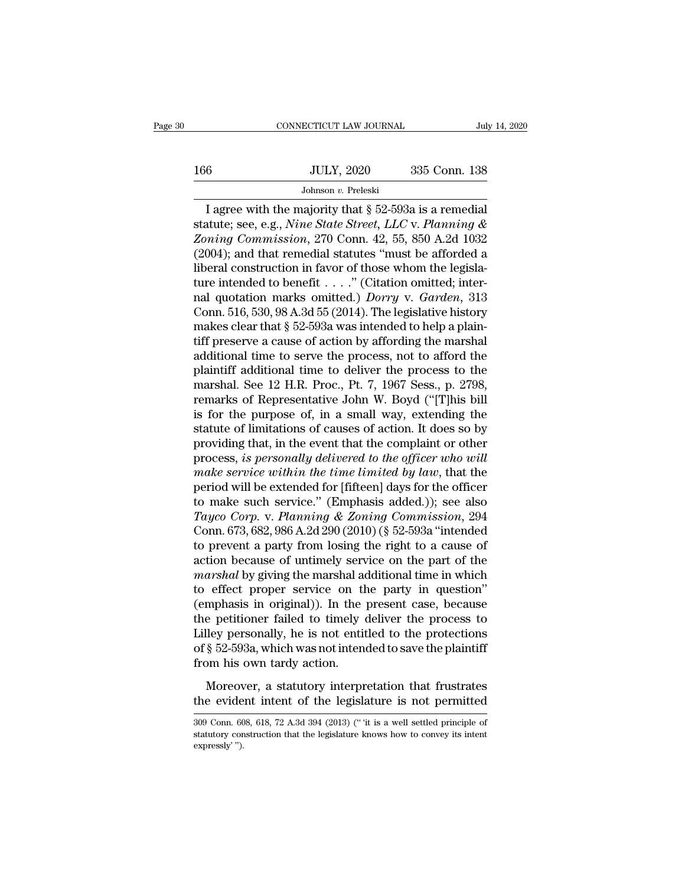I agree with the majority that § 52-593a is a remedial statute; see, e.g., *Nine State Street, LLC* v. *Planning & Zoning Commission*, 270 Conn. 42, 55, 850 A.2d 1032 (2004); and that remedial statutes "must be afforded a liberal construction in favor of those whom the legislature intended to benefit . . . ." (Citation omitted; internal quotation marks omitted.) *Dorry* v. *Garden*, 313 Conn. 516, 530, 98 A.3d 55 (2014). The legislative history makes clear that § 52-593a was intended to help a plaintiff preserve a cause of action by affording the marshal additional time to serve the process, not to afford the plaintiff additional time to deliver the process to the marshal. See 12 H.R. Proc., Pt. 7, 1967 Sess., p. 2798, remarks of Representative John W. Boyd ("[T]his bill is for the purpose of, in a small way, extending the statute of limitations of causes of action. It does so by providing that, in the event that the complaint or other process, *is personally delivered to the officer who will make service within the time limited by law*, that the period will be extended for [fifteen] days for the officer to make such service." (Emphasis added.)); see also *Tayco Corp.* v. *Planning & Zoning Commission*, 294 Conn. 673, 682, 986 A.2d 290 (2010) (§ 52-593a "intended to prevent a party from losing the right to a cause of action because of untimely service on the part of the *marshal* by giving the marshal additional time in which to effect proper service on the party in question" (emphasis in original)). In the present case, because the petitioner failed to timely deliver the process to Lilley personally, he is not entitled to the protections of § 52-593a, which was not intended to save the plaintiff from his own tardy action.

Moreover, a statutory interpretation that frustrates the evident intent of the legislature is not permitted

309 Conn. 608, 618, 72 A.3d 394 (2013) ("'it is a well settled principle of statutory construction that the legislature knows how to convey its intent expressly'").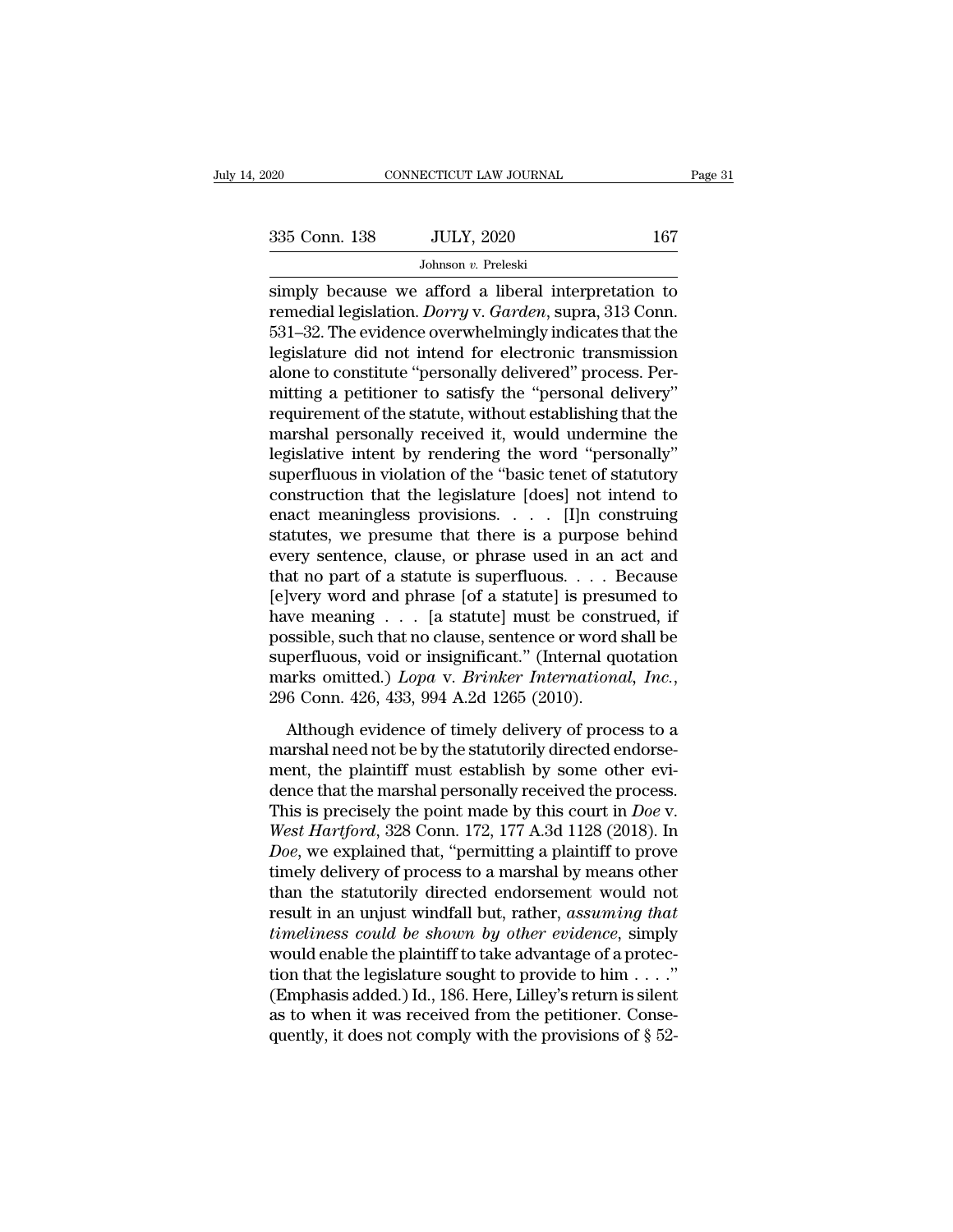simply because we afford a liberal interpretation to remedial legislation. *Dorry* v. *Garden*, supra, 313 Conn. 531–32. The evidence overwhelmingly indicates that the legislature did not intend for electronic transmission alone to constitute "personally delivered" process. Permitting a petitioner to satisfy the "personal delivery" requirement of the statute, without establishing that the marshal personally received it, would undermine the legislative intent by rendering the word "personally" superfluous in violation of the "basic tenet of statutory construction that the legislature [does] not intend to enact meaningless provisions. . . . [I]n construing statutes, we presume that there is a purpose behind every sentence, clause, or phrase used in an act and that no part of a statute is superfluous. . . . Because [e]very word and phrase [of a statute] is presumed to have meaning . . . [a statute] must be construed, if possible, such that no clause, sentence or word shall be superfluous, void or insignificant." (Internal quotation marks omitted.) *Lopa* v. *Brinker International, Inc.*, 296 Conn. 426, 433, 994 A.2d 1265 (2010).

Although evidence of timely delivery of process to a marshal need not be by the statutorily directed endorsement, the plaintiff must establish by some other evidence that the marshal personally received the process. This is precisely the point made by this court in *Doe* v. *West Hartford*, 328 Conn. 172, 177 A.3d 1128 (2018). In *Doe*, we explained that, "permitting a plaintiff to prove timely delivery of process to a marshal by means other than the statutorily directed endorsement would not result in an unjust windfall but, rather, *assuming that timeliness could be shown by other evidence*, simply would enable the plaintiff to take advantage of a protection that the legislature sought to provide to him . . . ." (Emphasis added.) Id., 186. Here, Lilley's return is silent as to when it was received from the petitioner. Consequently, it does not comply with the provisions of § 52-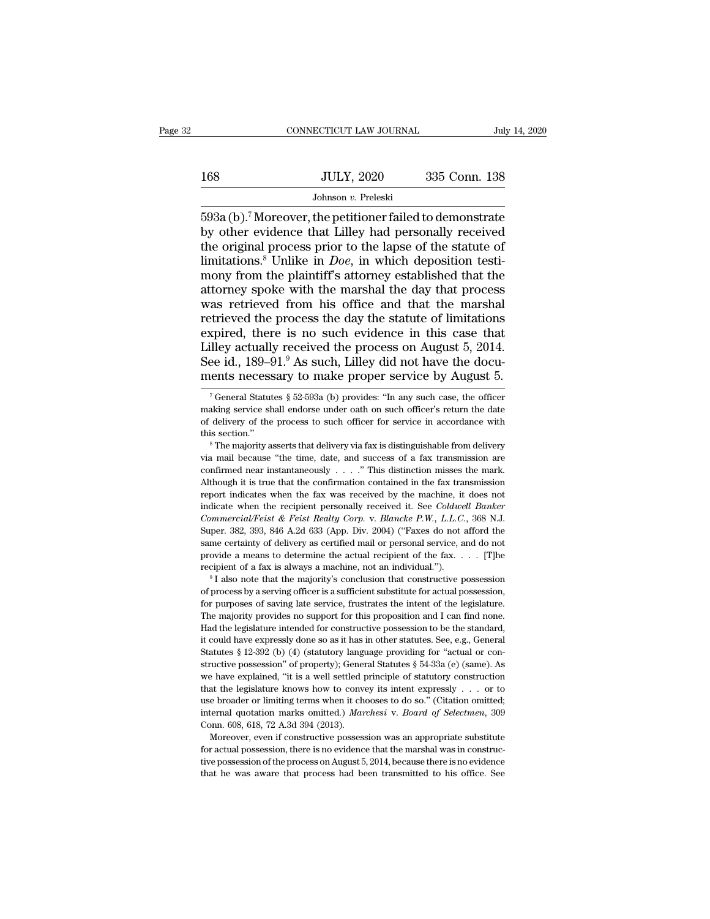593a (b).[7] Moreover, the petitioner failed to demonstrate by other evidence that Lilley had personally received the original process prior to the lapse of the statute of limitations.[8] Unlike in *Doe*, in which deposition testimony from the plaintiff's attorney established that the attorney spoke with the marshal the day that process was retrieved from his office and that the marshal retrieved the process the day the statute of limitations expired, there is no such evidence in this case that Lilley actually received the process on August 5, 2014. See id., 189–91.[9] As such, Lilley did not have the documents necessary to make proper service by August 5.

---

[7] General Statutes § 52-593a (b) provides: "In any such case, the officer making service shall endorse under oath on such officer's return the date of delivery of the process to such officer for service in accordance with this section."

[8] The majority asserts that delivery via fax is distinguishable from delivery via mail because "the time, date, and success of a fax transmission are confirmed near instantaneously . . . ." This distinction misses the mark. Although it is true that the confirmation contained in the fax transmission report indicates when the fax was received by the machine, it does not indicate when the recipient personally received it. See *Coldwell Banker Commercial/Feist & Feist Realty Corp.* v. *Blancke P.W., L.L.C.*, 368 N.J. Super. 382, 393, 846 A.2d 633 (App. Div. 2004) ("Faxes do not afford the same certainty of delivery as certified mail or personal service, and do not provide a means to determine the actual recipient of the fax. . . . [T]he recipient of a fax is always a machine, not an individual.").

[9] I also note that the majority's conclusion that constructive possession of process by a serving officer is a sufficient substitute for actual possession, for purposes of saving late service, frustrates the intent of the legislature. The majority provides no support for this proposition and I can find none. Had the legislature intended for constructive possession to be the standard, it could have expressly done so as it has in other statutes. See, e.g., General Statutes § 12-392 (b) (4) (statutory language providing for "actual or constructive possession" of property); General Statutes § 54-33a (e) (same). As we have explained, "it is a well settled principle of statutory construction that the legislature knows how to convey its intent expressly . . . or to use broader or limiting terms when it chooses to do so." (Citation omitted; internal quotation marks omitted.) *Marchesi* v. *Board of Selectmen*, 309 Conn. 608, 618, 72 A.3d 394 (2013).

Moreover, even if constructive possession was an appropriate substitute for actual possession, there is no evidence that the marshal was in constructive possession of the process on August 5, 2014, because there is no evidence that he was aware that process had been transmitted to his office. See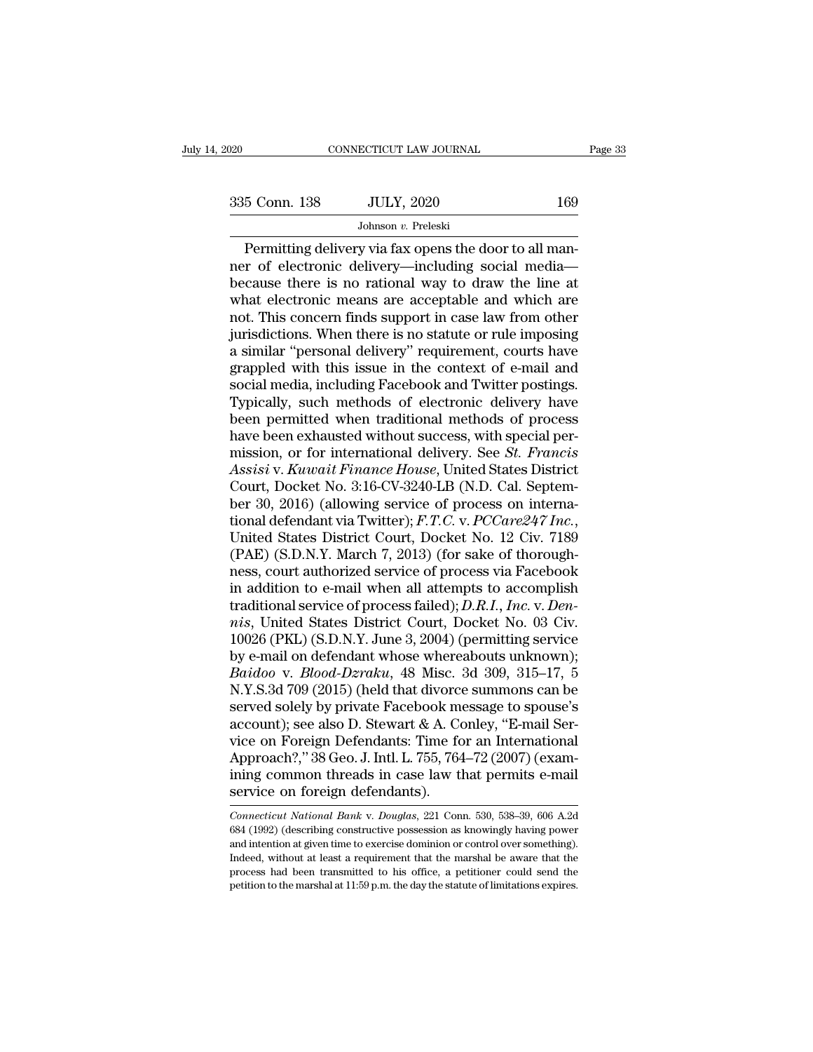Permitting delivery via fax opens the door to all manner of electronic delivery—including social media—because there is no rational way to draw the line at what electronic means are acceptable and which are not. This concern finds support in case law from other jurisdictions. When there is no statute or rule imposing a similar "personal delivery" requirement, courts have grappled with this issue in the context of e-mail and social media, including Facebook and Twitter postings. Typically, such methods of electronic delivery have been permitted when traditional methods of process have been exhausted without success, with special permission, or for international delivery. See *St. Francis Assisi* v. *Kuwait Finance House*, United States District Court, Docket No. 3:16-CV-3240-LB (N.D. Cal. September 30, 2016) (allowing service of process on international defendant via Twitter); *F.T.C.* v. *PCCare247 Inc.*, United States District Court, Docket No. 12 Civ. 7189 (PAE) (S.D.N.Y. March 7, 2013) (for sake of thoroughness, court authorized service of process via Facebook in addition to e-mail when all attempts to accomplish traditional service of process failed); *D.R.I., Inc.* v. *Dennis*, United States District Court, Docket No. 03 Civ. 10026 (PKL) (S.D.N.Y. June 3, 2004) (permitting service by e-mail on defendant whose whereabouts unknown); *Baidoo* v. *Blood-Dzraku*, 48 Misc. 3d 309, 315–17, 5 N.Y.S.3d 709 (2015) (held that divorce summons can be served solely by private Facebook message to spouse's account); see also D. Stewart & A. Conley, "E-mail Service on Foreign Defendants: Time for an International Approach?," 38 Geo. J. Intl. L. 755, 764–72 (2007) (examining common threads in case law that permits e-mail service on foreign defendants).

---

*Connecticut National Bank* v. *Douglas*, 221 Conn. 530, 538–39, 606 A.2d 684 (1992) (describing constructive possession as knowingly having power and intention at given time to exercise dominion or control over something). Indeed, without at least a requirement that the marshal be aware that the process had been transmitted to his office, a petitioner could send the petition to the marshal at 11:59 p.m. the day the statute of limitations expires.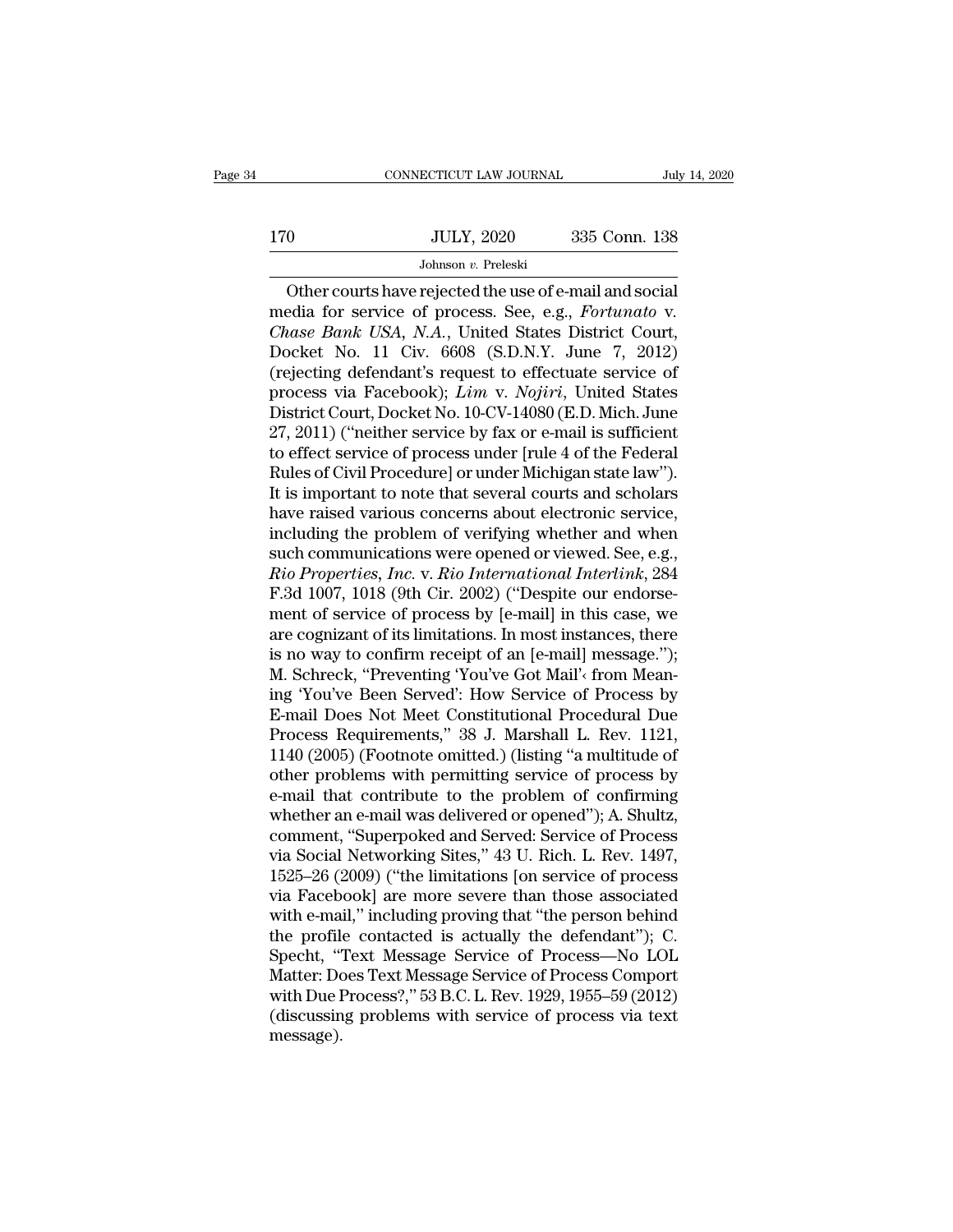Other courts have rejected the use of e-mail and social media for service of process. See, e.g., *Fortunato* v. *Chase Bank USA, N.A.*, United States District Court, Docket No. 11 Civ. 6608 (S.D.N.Y. June 7, 2012) (rejecting defendant's request to effectuate service of process via Facebook); *Lim* v. *Nojiri*, United States District Court, Docket No. 10-CV-14080 (E.D. Mich. June 27, 2011) ("neither service by fax or e-mail is sufficient to effect service of process under [rule 4 of the Federal Rules of Civil Procedure] or under Michigan state law"). It is important to note that several courts and scholars have raised various concerns about electronic service, including the problem of verifying whether and when such communications were opened or viewed. See, e.g., *Rio Properties, Inc.* v. *Rio International Interlink*, 284 F.3d 1007, 1018 (9th Cir. 2002) ("Despite our endorsement of service of process by [e-mail] in this case, we are cognizant of its limitations. In most instances, there is no way to confirm receipt of an [e-mail] message."); M. Schreck, "Preventing 'You've Got Mail'‹ from Meaning 'You've Been Served': How Service of Process by E-mail Does Not Meet Constitutional Procedural Due Process Requirements," 38 J. Marshall L. Rev. 1121, 1140 (2005) (Footnote omitted.) (listing "a multitude of other problems with permitting service of process by e-mail that contribute to the problem of confirming whether an e-mail was delivered or opened"); A. Shultz, comment, "Superpoked and Served: Service of Process via Social Networking Sites," 43 U. Rich. L. Rev. 1497, 1525–26 (2009) ("the limitations [on service of process via Facebook] are more severe than those associated with e-mail," including proving that "the person behind the profile contacted is actually the defendant"); C. Specht, "Text Message Service of Process—No LOL Matter: Does Text Message Service of Process Comport with Due Process?," 53 B.C. L. Rev. 1929, 1955–59 (2012) (discussing problems with service of process via text message).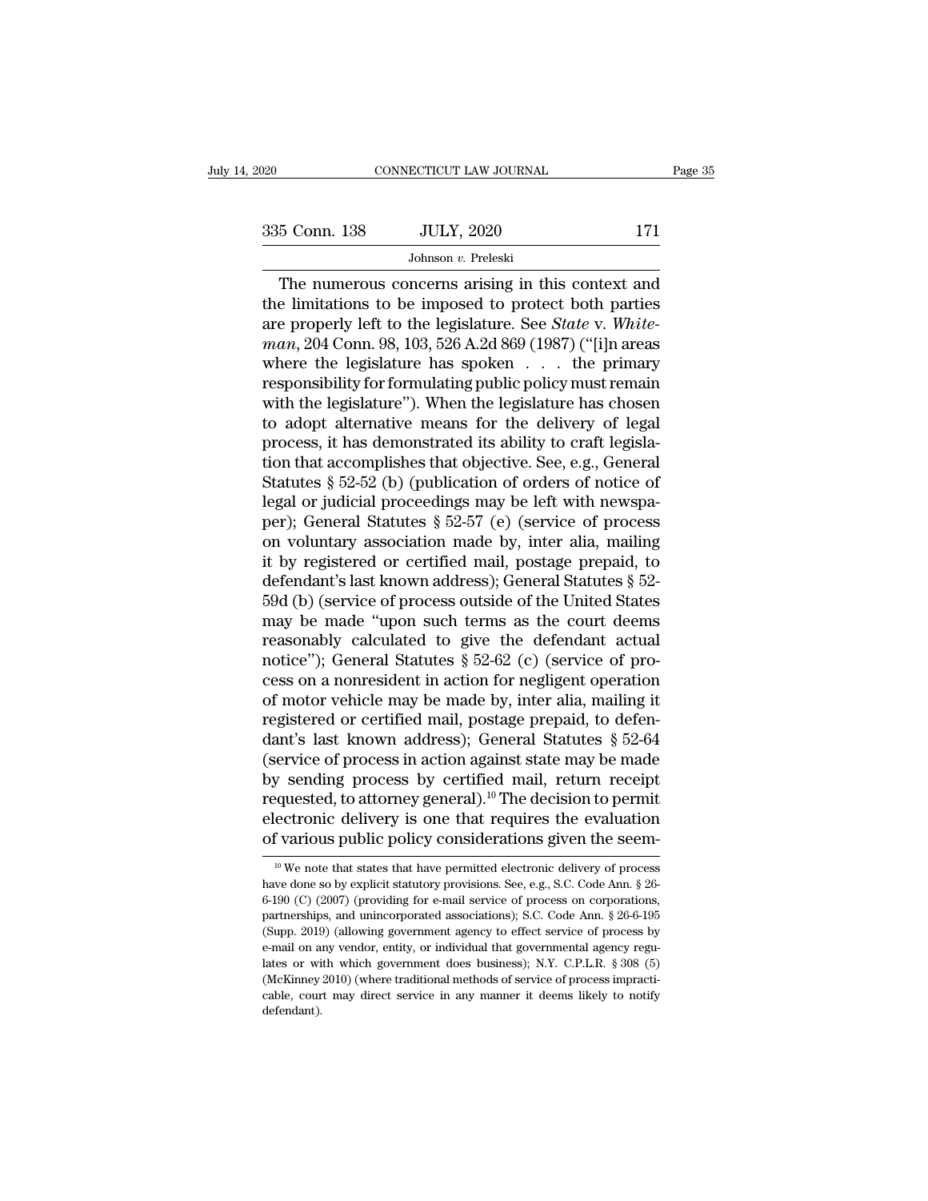The numerous concerns arising in this context and the limitations to be imposed to protect both parties are properly left to the legislature. See *State* v. *Whiteman*, 204 Conn. 98, 103, 526 A.2d 869 (1987) ("[i]n areas where the legislature has spoken . . . the primary responsibility for formulating public policy must remain with the legislature"). When the legislature has chosen to adopt alternative means for the delivery of legal process, it has demonstrated its ability to craft legislation that accomplishes that objective. See, e.g., General Statutes § 52-52 (b) (publication of orders of notice of legal or judicial proceedings may be left with newspaper); General Statutes § 52-57 (e) (service of process on voluntary association made by, inter alia, mailing it by registered or certified mail, postage prepaid, to defendant's last known address); General Statutes § 52-59d (b) (service of process outside of the United States may be made "upon such terms as the court deems reasonably calculated to give the defendant actual notice"); General Statutes § 52-62 (c) (service of process on a nonresident in action for negligent operation of motor vehicle may be made by, inter alia, mailing it registered or certified mail, postage prepaid, to defendant's last known address); General Statutes § 52-64 (service of process in action against state may be made by sending process by certified mail, return receipt requested, to attorney general).[10] The decision to permit electronic delivery is one that requires the evaluation of various public policy considerations given the seem-

[10] We note that states that have permitted electronic delivery of process have done so by explicit statutory provisions. See, e.g., S.C. Code Ann. § 26-6-190 (C) (2007) (providing for e-mail service of process on corporations, partnerships, and unincorporated associations); S.C. Code Ann. § 26-6-195 (Supp. 2019) (allowing government agency to effect service of process by e-mail on any vendor, entity, or individual that governmental agency regulates or with which government does business); N.Y. C.P.L.R. § 308 (5) (McKinney 2010) (where traditional methods of service of process impracticable, court may direct service in any manner it deems likely to notify defendant).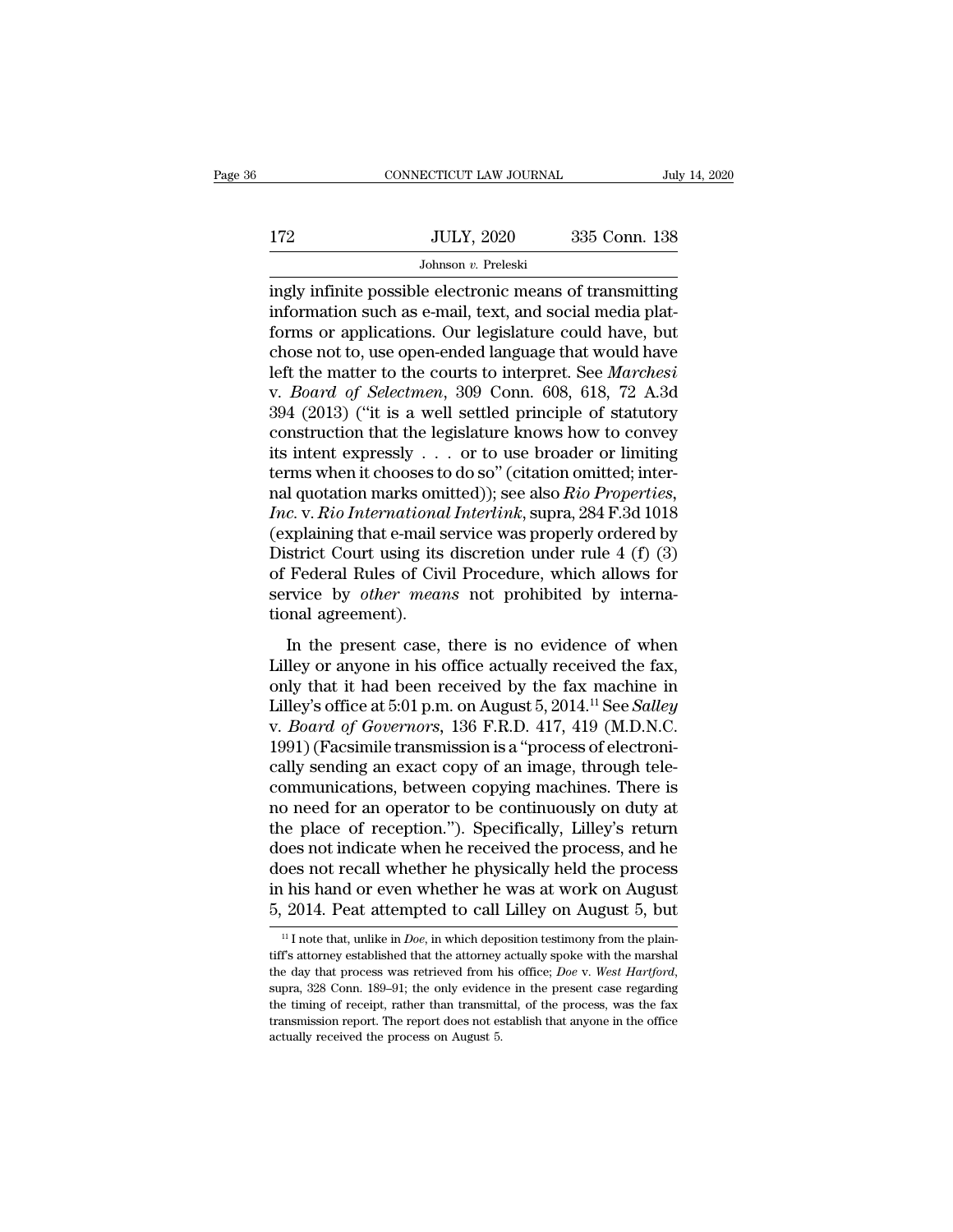ingly infinite possible electronic means of transmitting information such as e-mail, text, and social media platforms or applications. Our legislature could have, but chose not to, use open-ended language that would have left the matter to the courts to interpret. See *Marchesi* v. *Board of Selectmen*, 309 Conn. 608, 618, 72 A.3d 394 (2013) ("it is a well settled principle of statutory construction that the legislature knows how to convey its intent expressly . . . or to use broader or limiting terms when it chooses to do so" (citation omitted; internal quotation marks omitted)); see also *Rio Properties, Inc.* v. *Rio International Interlink*, supra, 284 F.3d 1018 (explaining that e-mail service was properly ordered by District Court using its discretion under rule 4 (f) (3) of Federal Rules of Civil Procedure, which allows for service by *other means* not prohibited by international agreement).

In the present case, there is no evidence of when Lilley or anyone in his office actually received the fax, only that it had been received by the fax machine in Lilley's office at 5:01 p.m. on August 5, 2014.[11] See *Salley* v. *Board of Governors*, 136 F.R.D. 417, 419 (M.D.N.C. 1991) (Facsimile transmission is a "process of electronically sending an exact copy of an image, through telecommunications, between copying machines. There is no need for an operator to be continuously on duty at the place of reception."). Specifically, Lilley's return does not indicate when he received the process, and he does not recall whether he physically held the process in his hand or even whether he was at work on August 5, 2014. Peat attempted to call Lilley on August 5, but

[11] I note that, unlike in *Doe*, in which deposition testimony from the plaintiff's attorney established that the attorney actually spoke with the marshal the day that process was retrieved from his office; *Doe* v. *West Hartford*, supra, 328 Conn. 189–91; the only evidence in the present case regarding the timing of receipt, rather than transmittal, of the process, was the fax transmission report. The report does not establish that anyone in the office actually received the process on August 5.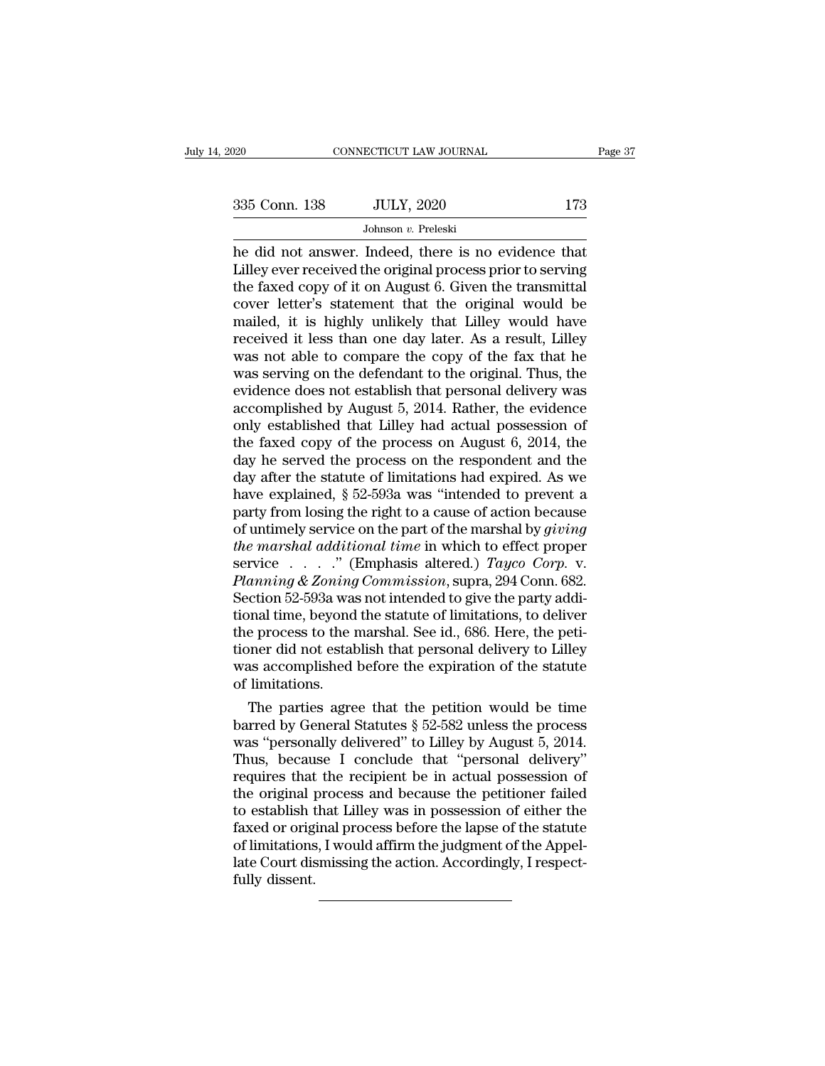he did not answer. Indeed, there is no evidence that Lilley ever received the original process prior to serving the faxed copy of it on August 6. Given the transmittal cover letter's statement that the original would be mailed, it is highly unlikely that Lilley would have received it less than one day later. As a result, Lilley was not able to compare the copy of the fax that he was serving on the defendant to the original. Thus, the evidence does not establish that personal delivery was accomplished by August 5, 2014. Rather, the evidence only established that Lilley had actual possession of the faxed copy of the process on August 6, 2014, the day he served the process on the respondent and the day after the statute of limitations had expired. As we have explained, § 52-593a was "intended to prevent a party from losing the right to a cause of action because of untimely service on the part of the marshal by *giving the marshal additional time* in which to effect proper service . . . ." (Emphasis altered.) *Tayco Corp.* v. *Planning & Zoning Commission*, supra, 294 Conn. 682. Section 52-593a was not intended to give the party additional time, beyond the statute of limitations, to deliver the process to the marshal. See id., 686. Here, the petitioner did not establish that personal delivery to Lilley was accomplished before the expiration of the statute of limitations.

The parties agree that the petition would be time barred by General Statutes § 52-582 unless the process was "personally delivered" to Lilley by August 5, 2014. Thus, because I conclude that "personal delivery" requires that the recipient be in actual possession of the original process and because the petitioner failed to establish that Lilley was in possession of either the faxed or original process before the lapse of the statute of limitations, I would affirm the judgment of the Appellate Court dismissing the action. Accordingly, I respectfully dissent.